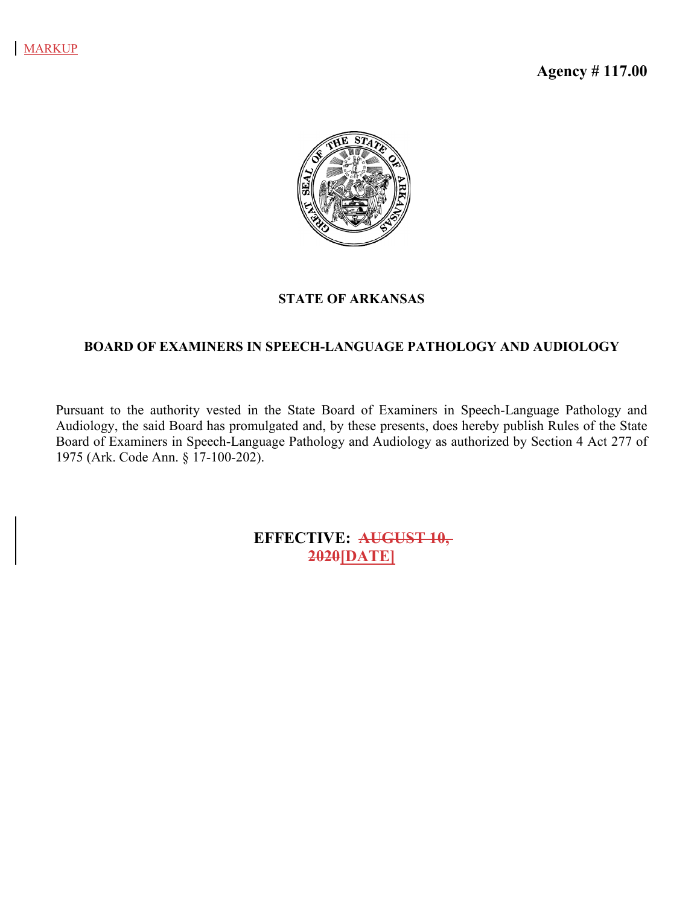MARKUP

**Agency # 117.00**

**STATE OF ARKANSAS**

**BOARD OF EXAMINERS IN SPEECH-LANGUAGE PATHOLOGY AND AUDIOLOGY**

Pursuant to the authority vested in the State Board of Examiners in Speech-Language Pathology and Audiology, the said Board has promulgated and, by these presents, does hereby publish Rules of the State Board of Examiners in Speech-Language Pathology and Audiology as authorized by Section 4 Act 277 of 1975 (Ark. Code Ann. § 17-100-202).

**EFFECTIVE: ~~AUGUST 10, 2020~~[DATE]**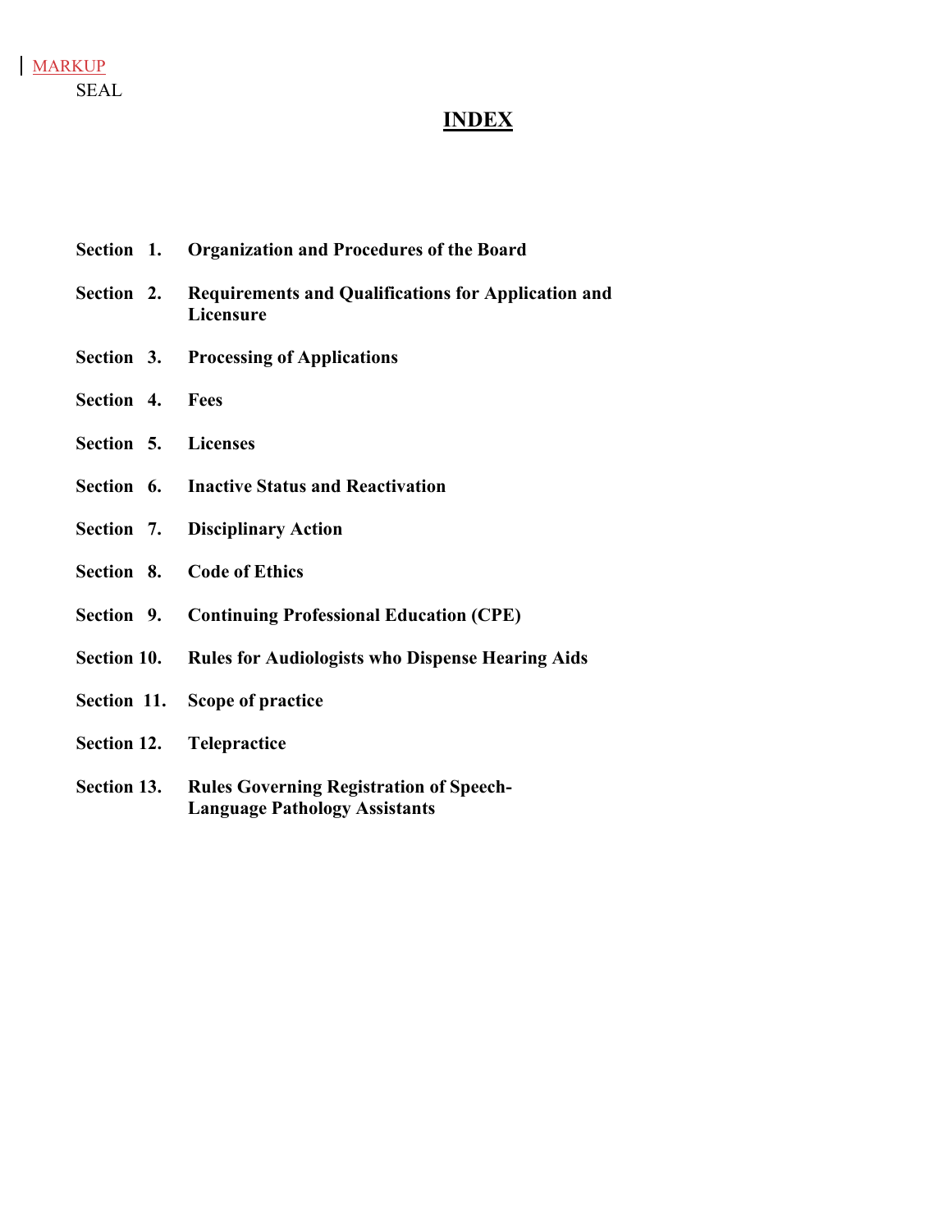MARKUP

SEAL

# INDEX

**Section 1.** **Organization and Procedures of the Board**

**Section 2.** **Requirements and Qualifications for Application and Licensure**

**Section 3.** **Processing of Applications**

**Section 4.** **Fees**

**Section 5.** **Licenses**

**Section 6.** **Inactive Status and Reactivation**

**Section 7.** **Disciplinary Action**

**Section 8.** **Code of Ethics**

**Section 9.** **Continuing Professional Education (CPE)**

**Section 10.** **Rules for Audiologists who Dispense Hearing Aids**

**Section 11.** **Scope of practice**

**Section 12.** **Telepractice**

**Section 13.** **Rules Governing Registration of Speech-Language Pathology Assistants**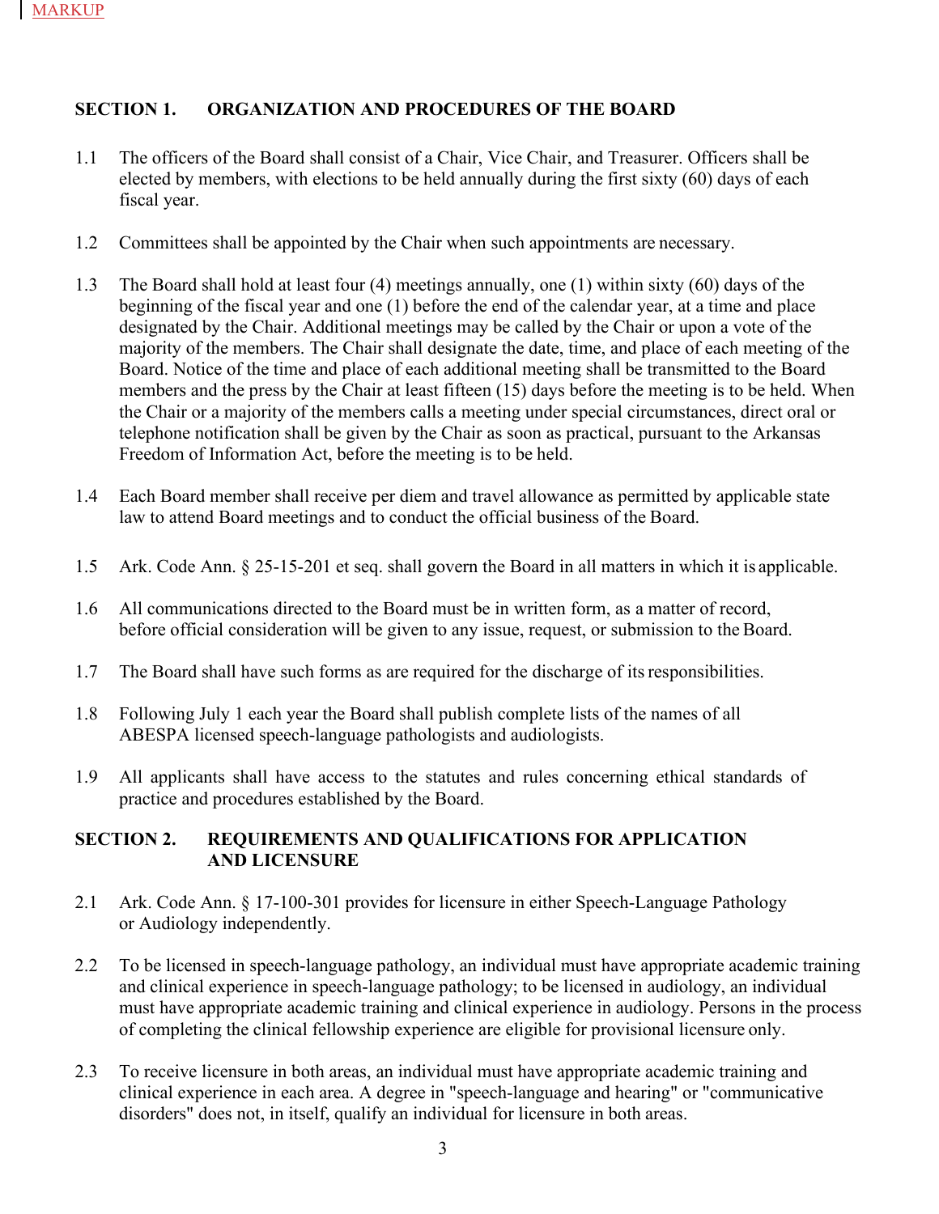MARKUP

## SECTION 1. ORGANIZATION AND PROCEDURES OF THE BOARD

1.1 The officers of the Board shall consist of a Chair, Vice Chair, and Treasurer. Officers shall be elected by members, with elections to be held annually during the first sixty (60) days of each fiscal year.

1.2 Committees shall be appointed by the Chair when such appointments are necessary.

1.3 The Board shall hold at least four (4) meetings annually, one (1) within sixty (60) days of the beginning of the fiscal year and one (1) before the end of the calendar year, at a time and place designated by the Chair. Additional meetings may be called by the Chair or upon a vote of the majority of the members. The Chair shall designate the date, time, and place of each meeting of the Board. Notice of the time and place of each additional meeting shall be transmitted to the Board members and the press by the Chair at least fifteen (15) days before the meeting is to be held. When the Chair or a majority of the members calls a meeting under special circumstances, direct oral or telephone notification shall be given by the Chair as soon as practical, pursuant to the Arkansas Freedom of Information Act, before the meeting is to be held.

1.4 Each Board member shall receive per diem and travel allowance as permitted by applicable state law to attend Board meetings and to conduct the official business of the Board.

1.5 Ark. Code Ann. § 25-15-201 et seq. shall govern the Board in all matters in which it is applicable.

1.6 All communications directed to the Board must be in written form, as a matter of record, before official consideration will be given to any issue, request, or submission to the Board.

1.7 The Board shall have such forms as are required for the discharge of its responsibilities.

1.8 Following July 1 each year the Board shall publish complete lists of the names of all ABESPA licensed speech-language pathologists and audiologists.

1.9 All applicants shall have access to the statutes and rules concerning ethical standards of practice and procedures established by the Board.

## SECTION 2. REQUIREMENTS AND QUALIFICATIONS FOR APPLICATION AND LICENSURE

2.1 Ark. Code Ann. § 17-100-301 provides for licensure in either Speech-Language Pathology or Audiology independently.

2.2 To be licensed in speech-language pathology, an individual must have appropriate academic training and clinical experience in speech-language pathology; to be licensed in audiology, an individual must have appropriate academic training and clinical experience in audiology. Persons in the process of completing the clinical fellowship experience are eligible for provisional licensure only.

2.3 To receive licensure in both areas, an individual must have appropriate academic training and clinical experience in each area. A degree in "speech-language and hearing" or "communicative disorders" does not, in itself, qualify an individual for licensure in both areas.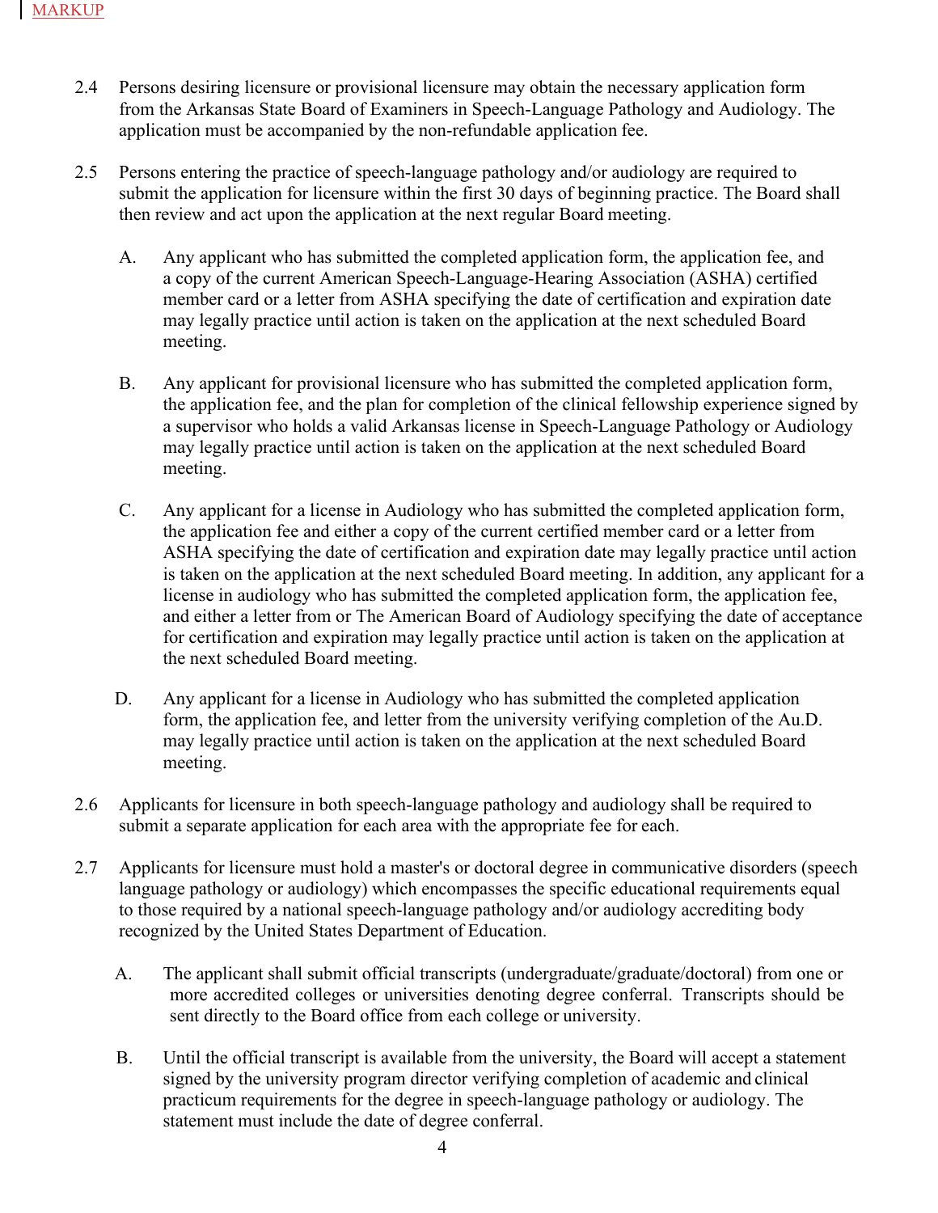MARKUP

2.4 Persons desiring licensure or provisional licensure may obtain the necessary application form from the Arkansas State Board of Examiners in Speech-Language Pathology and Audiology. The application must be accompanied by the non-refundable application fee.

2.5 Persons entering the practice of speech-language pathology and/or audiology are required to submit the application for licensure within the first 30 days of beginning practice. The Board shall then review and act upon the application at the next regular Board meeting.

A. Any applicant who has submitted the completed application form, the application fee, and a copy of the current American Speech-Language-Hearing Association (ASHA) certified member card or a letter from ASHA specifying the date of certification and expiration date may legally practice until action is taken on the application at the next scheduled Board meeting.

B. Any applicant for provisional licensure who has submitted the completed application form, the application fee, and the plan for completion of the clinical fellowship experience signed by a supervisor who holds a valid Arkansas license in Speech-Language Pathology or Audiology may legally practice until action is taken on the application at the next scheduled Board meeting.

C. Any applicant for a license in Audiology who has submitted the completed application form, the application fee and either a copy of the current certified member card or a letter from ASHA specifying the date of certification and expiration date may legally practice until action is taken on the application at the next scheduled Board meeting. In addition, any applicant for a license in audiology who has submitted the completed application form, the application fee, and either a letter from or The American Board of Audiology specifying the date of acceptance for certification and expiration may legally practice until action is taken on the application at the next scheduled Board meeting.

D. Any applicant for a license in Audiology who has submitted the completed application form, the application fee, and letter from the university verifying completion of the Au.D. may legally practice until action is taken on the application at the next scheduled Board meeting.

2.6 Applicants for licensure in both speech-language pathology and audiology shall be required to submit a separate application for each area with the appropriate fee for each.

2.7 Applicants for licensure must hold a master's or doctoral degree in communicative disorders (speech language pathology or audiology) which encompasses the specific educational requirements equal to those required by a national speech-language pathology and/or audiology accrediting body recognized by the United States Department of Education.

A. The applicant shall submit official transcripts (undergraduate/graduate/doctoral) from one or more accredited colleges or universities denoting degree conferral. Transcripts should be sent directly to the Board office from each college or university.

B. Until the official transcript is available from the university, the Board will accept a statement signed by the university program director verifying completion of academic and clinical practicum requirements for the degree in speech-language pathology or audiology. The statement must include the date of degree conferral.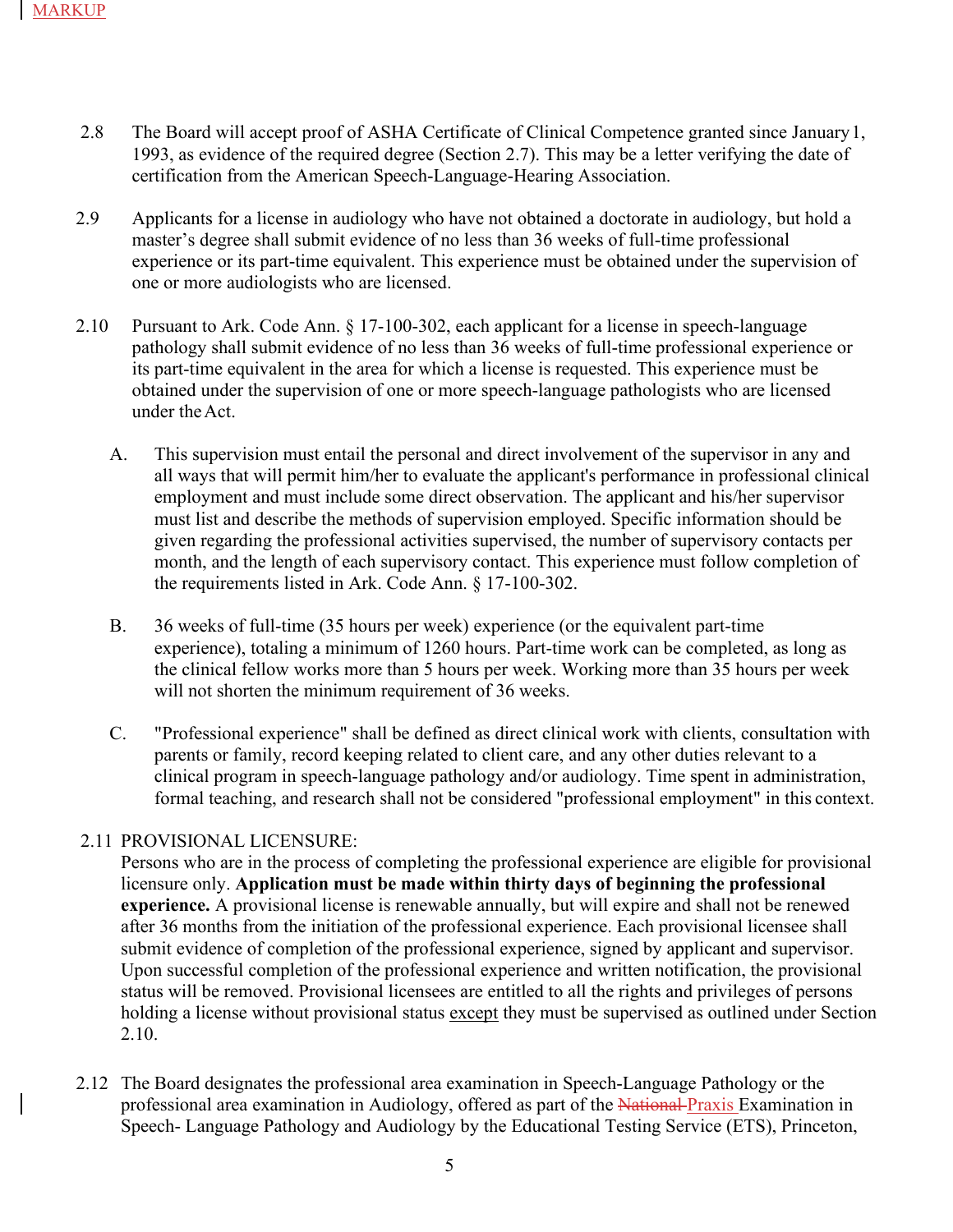MARKUP

2.8 The Board will accept proof of ASHA Certificate of Clinical Competence granted since January 1, 1993, as evidence of the required degree (Section 2.7). This may be a letter verifying the date of certification from the American Speech-Language-Hearing Association.

2.9 Applicants for a license in audiology who have not obtained a doctorate in audiology, but hold a master's degree shall submit evidence of no less than 36 weeks of full-time professional experience or its part-time equivalent. This experience must be obtained under the supervision of one or more audiologists who are licensed.

2.10 Pursuant to Ark. Code Ann. § 17-100-302, each applicant for a license in speech-language pathology shall submit evidence of no less than 36 weeks of full-time professional experience or its part-time equivalent in the area for which a license is requested. This experience must be obtained under the supervision of one or more speech-language pathologists who are licensed under the Act.

A. This supervision must entail the personal and direct involvement of the supervisor in any and all ways that will permit him/her to evaluate the applicant's performance in professional clinical employment and must include some direct observation. The applicant and his/her supervisor must list and describe the methods of supervision employed. Specific information should be given regarding the professional activities supervised, the number of supervisory contacts per month, and the length of each supervisory contact. This experience must follow completion of the requirements listed in Ark. Code Ann. § 17-100-302.

B. 36 weeks of full-time (35 hours per week) experience (or the equivalent part-time experience), totaling a minimum of 1260 hours. Part-time work can be completed, as long as the clinical fellow works more than 5 hours per week. Working more than 35 hours per week will not shorten the minimum requirement of 36 weeks.

C. "Professional experience" shall be defined as direct clinical work with clients, consultation with parents or family, record keeping related to client care, and any other duties relevant to a clinical program in speech-language pathology and/or audiology. Time spent in administration, formal teaching, and research shall not be considered "professional employment" in this context.

2.11 PROVISIONAL LICENSURE:
Persons who are in the process of completing the professional experience are eligible for provisional licensure only. **Application must be made within thirty days of beginning the professional experience.** A provisional license is renewable annually, but will expire and shall not be renewed after 36 months from the initiation of the professional experience. Each provisional licensee shall submit evidence of completion of the professional experience, signed by applicant and supervisor. Upon successful completion of the professional experience and written notification, the provisional status will be removed. Provisional licensees are entitled to all the rights and privileges of persons holding a license without provisional status except they must be supervised as outlined under Section 2.10.

2.12 The Board designates the professional area examination in Speech-Language Pathology or the professional area examination in Audiology, offered as part of the ~~National~~ Praxis Examination in Speech- Language Pathology and Audiology by the Educational Testing Service (ETS), Princeton,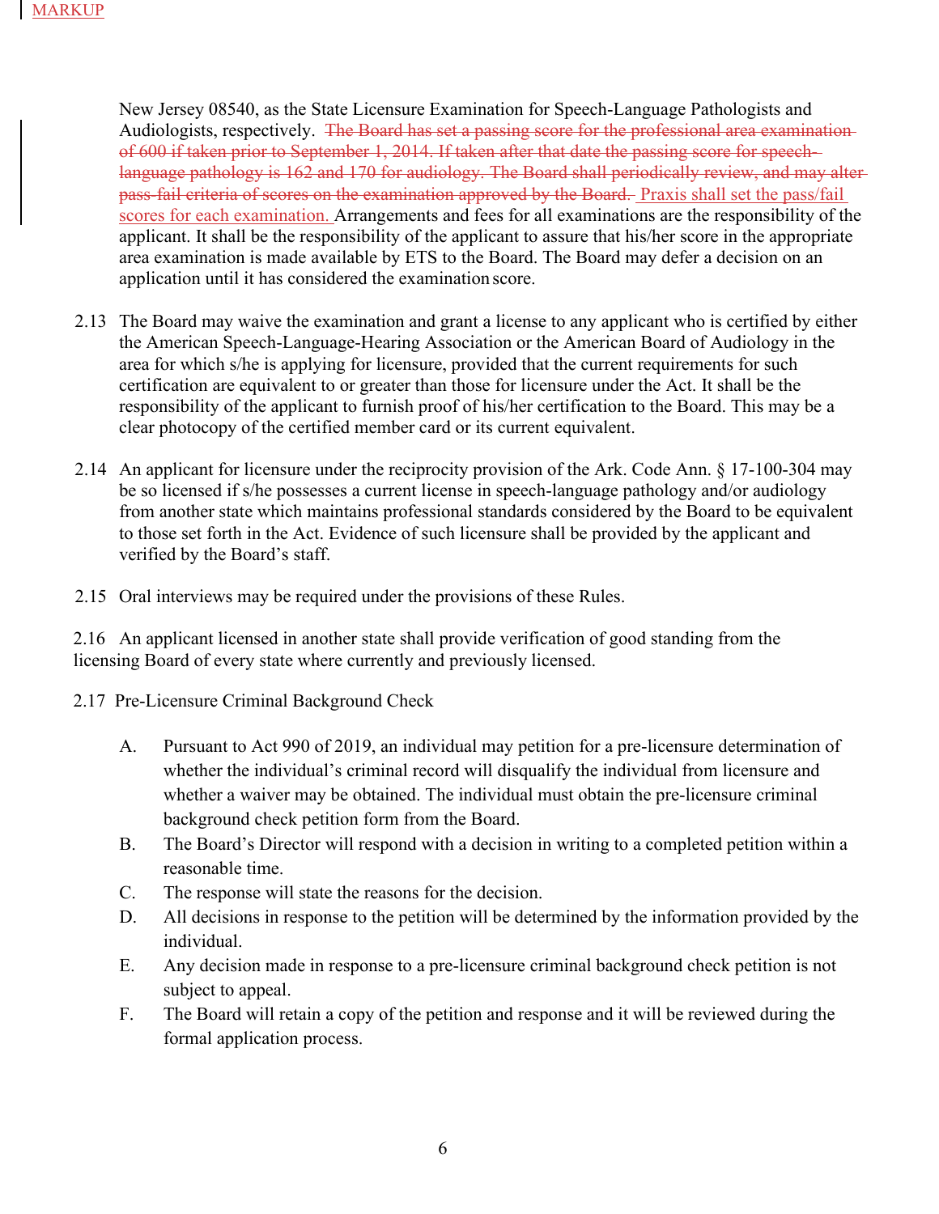MARKUP

New Jersey 08540, as the State Licensure Examination for Speech-Language Pathologists and Audiologists, respectively. ~~The Board has set a passing score for the professional area examination of 600 if taken prior to September 1, 2014. If taken after that date the passing score for speech-language pathology is 162 and 170 for audiology. The Board shall periodically review, and may alter pass-fail criteria of scores on the examination approved by the Board.~~ Praxis shall set the pass/fail scores for each examination. Arrangements and fees for all examinations are the responsibility of the applicant. It shall be the responsibility of the applicant to assure that his/her score in the appropriate area examination is made available by ETS to the Board. The Board may defer a decision on an application until it has considered the examination score.

2.13 The Board may waive the examination and grant a license to any applicant who is certified by either the American Speech-Language-Hearing Association or the American Board of Audiology in the area for which s/he is applying for licensure, provided that the current requirements for such certification are equivalent to or greater than those for licensure under the Act. It shall be the responsibility of the applicant to furnish proof of his/her certification to the Board. This may be a clear photocopy of the certified member card or its current equivalent.

2.14 An applicant for licensure under the reciprocity provision of the Ark. Code Ann. § 17-100-304 may be so licensed if s/he possesses a current license in speech-language pathology and/or audiology from another state which maintains professional standards considered by the Board to be equivalent to those set forth in the Act. Evidence of such licensure shall be provided by the applicant and verified by the Board's staff.

2.15 Oral interviews may be required under the provisions of these Rules.

2.16 An applicant licensed in another state shall provide verification of good standing from the licensing Board of every state where currently and previously licensed.

2.17 Pre-Licensure Criminal Background Check

A. Pursuant to Act 990 of 2019, an individual may petition for a pre-licensure determination of whether the individual's criminal record will disqualify the individual from licensure and whether a waiver may be obtained. The individual must obtain the pre-licensure criminal background check petition form from the Board.

B. The Board's Director will respond with a decision in writing to a completed petition within a reasonable time.

C. The response will state the reasons for the decision.

D. All decisions in response to the petition will be determined by the information provided by the individual.

E. Any decision made in response to a pre-licensure criminal background check petition is not subject to appeal.

F. The Board will retain a copy of the petition and response and it will be reviewed during the formal application process.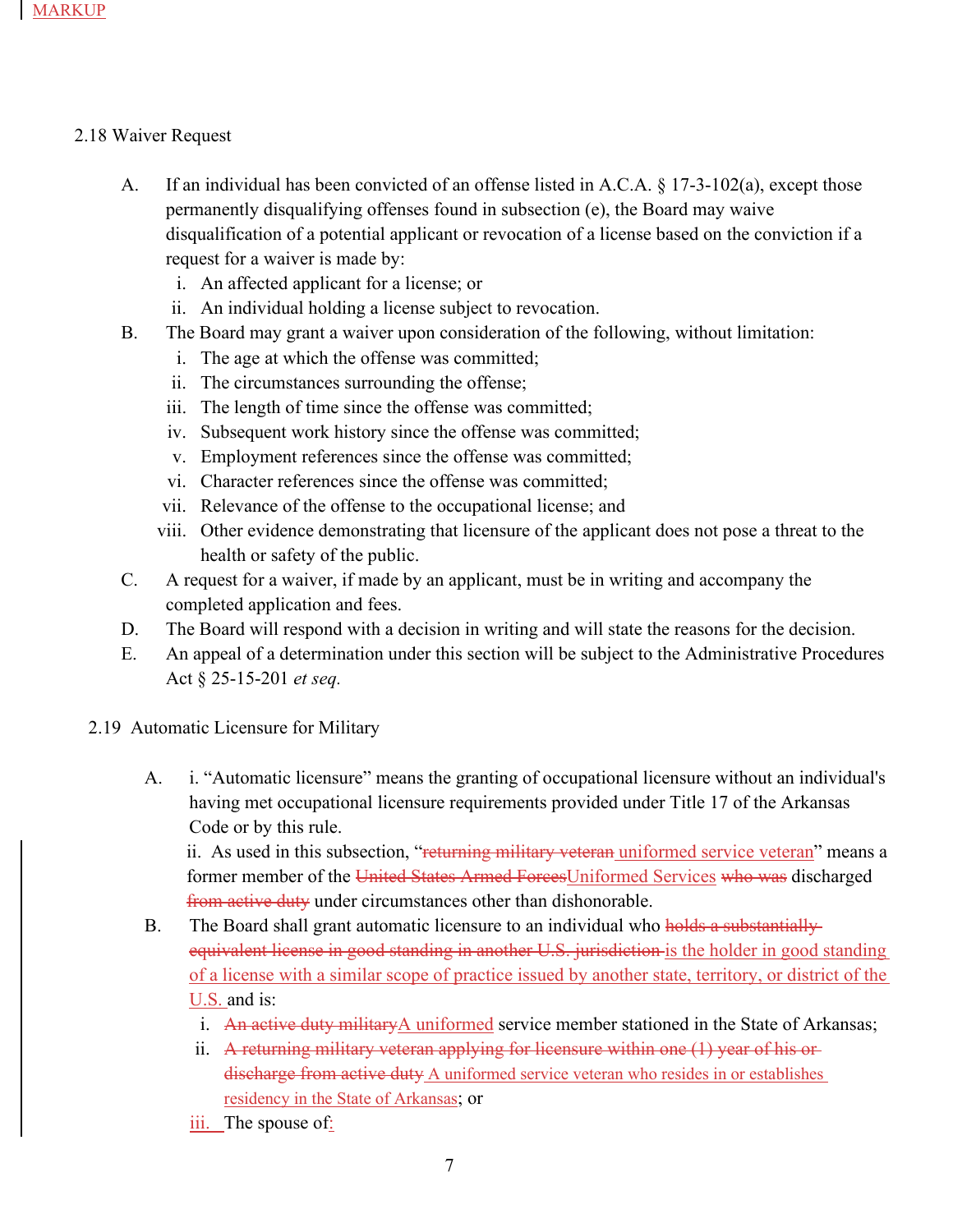MARKUP

2.18 Waiver Request

A. If an individual has been convicted of an offense listed in A.C.A. § 17-3-102(a), except those permanently disqualifying offenses found in subsection (e), the Board may waive disqualification of a potential applicant or revocation of a license based on the conviction if a request for a waiver is made by:
   i. An affected applicant for a license; or
   ii. An individual holding a license subject to revocation.
B. The Board may grant a waiver upon consideration of the following, without limitation:
   i. The age at which the offense was committed;
   ii. The circumstances surrounding the offense;
   iii. The length of time since the offense was committed;
   iv. Subsequent work history since the offense was committed;
   v. Employment references since the offense was committed;
   vi. Character references since the offense was committed;
   vii. Relevance of the offense to the occupational license; and
   viii. Other evidence demonstrating that licensure of the applicant does not pose a threat to the health or safety of the public.
C. A request for a waiver, if made by an applicant, must be in writing and accompany the completed application and fees.
D. The Board will respond with a decision in writing and will state the reasons for the decision.
E. An appeal of a determination under this section will be subject to the Administrative Procedures Act § 25-15-201 *et seq.*

2.19 Automatic Licensure for Military

A. i. "Automatic licensure" means the granting of occupational licensure without an individual's having met occupational licensure requirements provided under Title 17 of the Arkansas Code or by this rule.
   ii. As used in this subsection, "~~returning military veteran~~ uniformed service veteran" means a former member of the ~~United States Armed Forces~~Uniformed Services ~~who was~~ discharged ~~from active duty~~ under circumstances other than dishonorable.
B. The Board shall grant automatic licensure to an individual who ~~holds a substantially equivalent license in good standing in another U.S. jurisdiction~~ is the holder in good standing of a license with a similar scope of practice issued by another state, territory, or district of the U.S. and is:
   i. ~~An active duty military~~A uniformed service member stationed in the State of Arkansas;
   ii. ~~A returning military veteran applying for licensure within one (1) year of his or discharge from active duty~~ A uniformed service veteran who resides in or establishes residency in the State of Arkansas; or
   iii. The spouse of: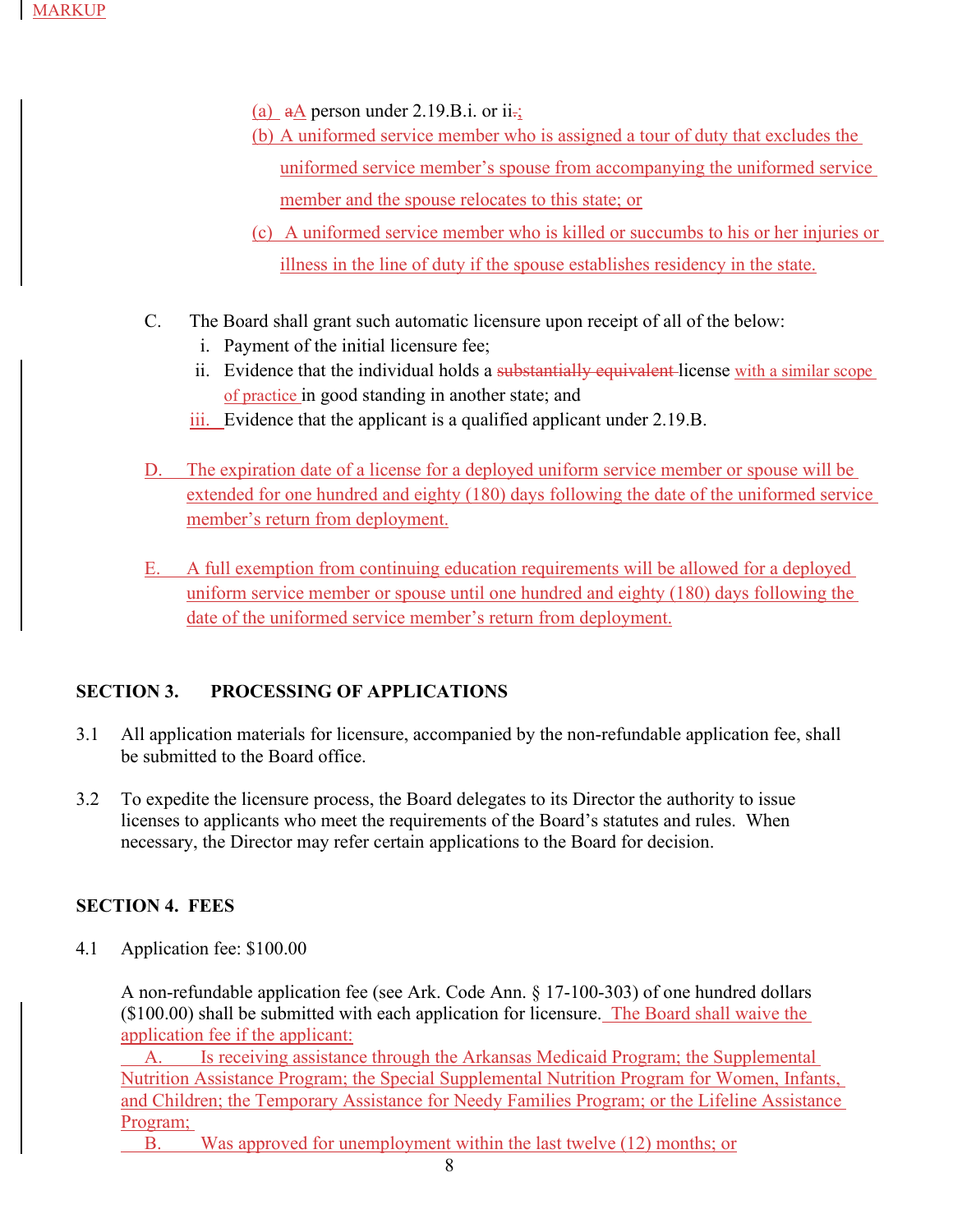MARKUP

(a) aA person under 2.19.B.i. or ii.;

(b) A uniformed service member who is assigned a tour of duty that excludes the uniformed service member's spouse from accompanying the uniformed service member and the spouse relocates to this state; or

(c) A uniformed service member who is killed or succumbs to his or her injuries or illness in the line of duty if the spouse establishes residency in the state.

C. The Board shall grant such automatic licensure upon receipt of all of the below:

i. Payment of the initial licensure fee;

ii. Evidence that the individual holds a substantially equivalent license with a similar scope of practice in good standing in another state; and

iii. Evidence that the applicant is a qualified applicant under 2.19.B.

D. The expiration date of a license for a deployed uniform service member or spouse will be extended for one hundred and eighty (180) days following the date of the uniformed service member's return from deployment.

E. A full exemption from continuing education requirements will be allowed for a deployed uniform service member or spouse until one hundred and eighty (180) days following the date of the uniformed service member's return from deployment.

## SECTION 3. PROCESSING OF APPLICATIONS

3.1 All application materials for licensure, accompanied by the non-refundable application fee, shall be submitted to the Board office.

3.2 To expedite the licensure process, the Board delegates to its Director the authority to issue licenses to applicants who meet the requirements of the Board's statutes and rules. When necessary, the Director may refer certain applications to the Board for decision.

## SECTION 4. FEES

4.1 Application fee: $100.00

A non-refundable application fee (see Ark. Code Ann. § 17-100-303) of one hundred dollars ($100.00) shall be submitted with each application for licensure. The Board shall waive the application fee if the applicant:

A. Is receiving assistance through the Arkansas Medicaid Program; the Supplemental Nutrition Assistance Program; the Special Supplemental Nutrition Program for Women, Infants, and Children; the Temporary Assistance for Needy Families Program; or the Lifeline Assistance Program;

B. Was approved for unemployment within the last twelve (12) months; or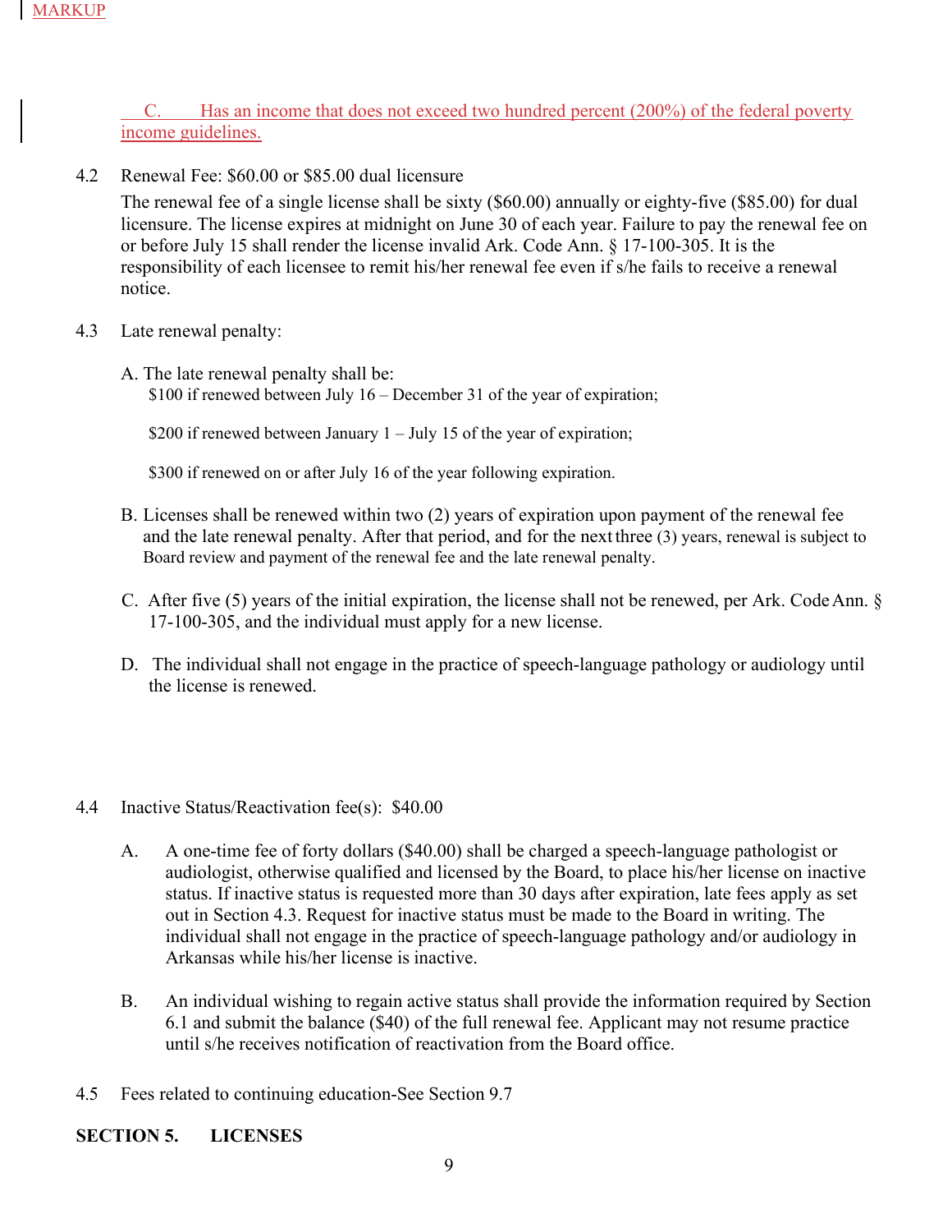MARKUP

C. Has an income that does not exceed two hundred percent (200%) of the federal poverty income guidelines.

4.2 Renewal Fee: $60.00 or $85.00 dual licensure

The renewal fee of a single license shall be sixty ($60.00) annually or eighty-five ($85.00) for dual licensure. The license expires at midnight on June 30 of each year. Failure to pay the renewal fee on or before July 15 shall render the license invalid Ark. Code Ann. § 17-100-305. It is the responsibility of each licensee to remit his/her renewal fee even if s/he fails to receive a renewal notice.

4.3 Late renewal penalty:

A. The late renewal penalty shall be:

$100 if renewed between July 16 – December 31 of the year of expiration;

$200 if renewed between January 1 – July 15 of the year of expiration;

$300 if renewed on or after July 16 of the year following expiration.

B. Licenses shall be renewed within two (2) years of expiration upon payment of the renewal fee and the late renewal penalty. After that period, and for the next three (3) years, renewal is subject to Board review and payment of the renewal fee and the late renewal penalty.

C. After five (5) years of the initial expiration, the license shall not be renewed, per Ark. Code Ann. § 17-100-305, and the individual must apply for a new license.

D. The individual shall not engage in the practice of speech-language pathology or audiology until the license is renewed.

4.4 Inactive Status/Reactivation fee(s): $40.00

A. A one-time fee of forty dollars ($40.00) shall be charged a speech-language pathologist or audiologist, otherwise qualified and licensed by the Board, to place his/her license on inactive status. If inactive status is requested more than 30 days after expiration, late fees apply as set out in Section 4.3. Request for inactive status must be made to the Board in writing. The individual shall not engage in the practice of speech-language pathology and/or audiology in Arkansas while his/her license is inactive.

B. An individual wishing to regain active status shall provide the information required by Section 6.1 and submit the balance ($40) of the full renewal fee. Applicant may not resume practice until s/he receives notification of reactivation from the Board office.

4.5 Fees related to continuing education-See Section 9.7

## SECTION 5. LICENSES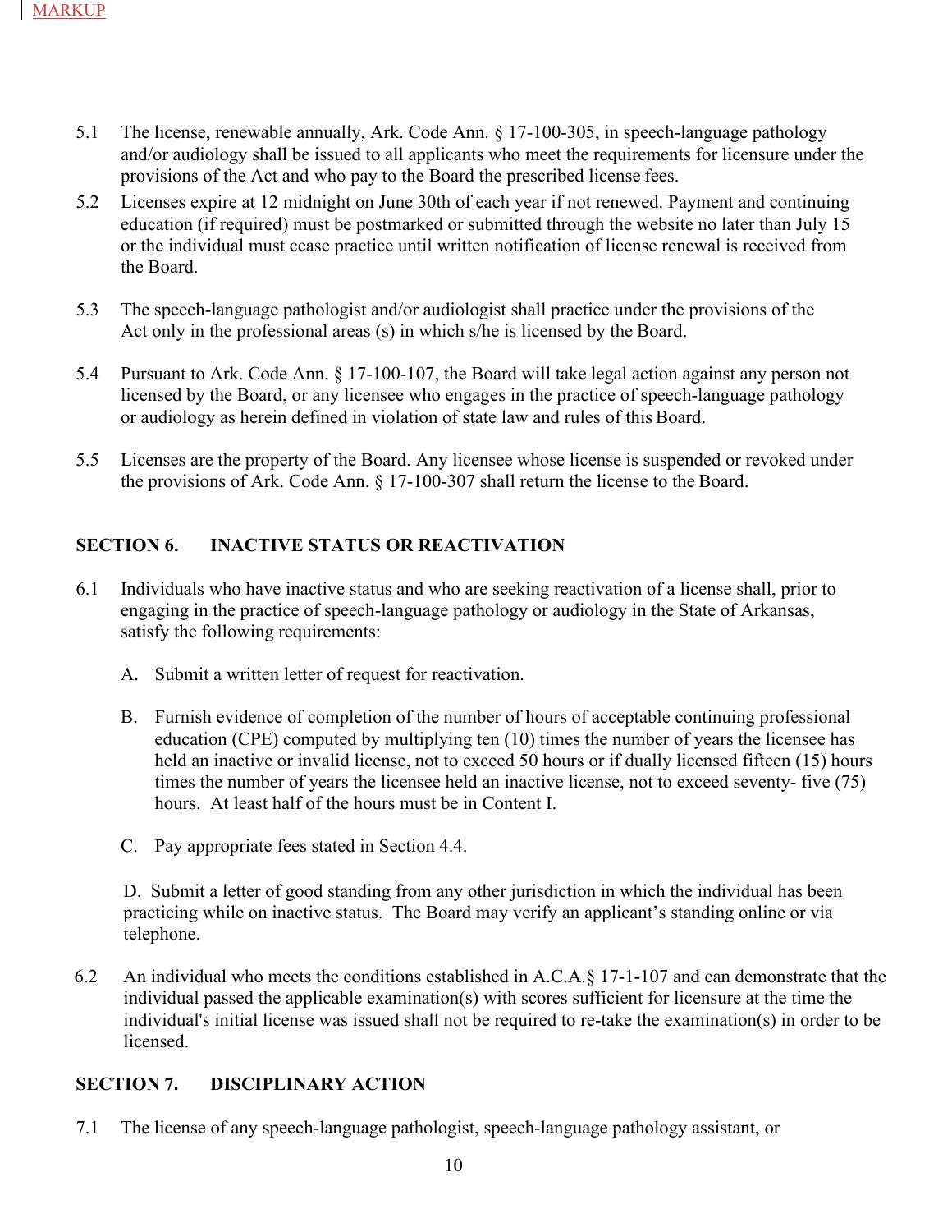MARKUP

5.1 The license, renewable annually, Ark. Code Ann. § 17-100-305, in speech-language pathology and/or audiology shall be issued to all applicants who meet the requirements for licensure under the provisions of the Act and who pay to the Board the prescribed license fees.

5.2 Licenses expire at 12 midnight on June 30th of each year if not renewed. Payment and continuing education (if required) must be postmarked or submitted through the website no later than July 15 or the individual must cease practice until written notification of license renewal is received from the Board.

5.3 The speech-language pathologist and/or audiologist shall practice under the provisions of the Act only in the professional areas (s) in which s/he is licensed by the Board.

5.4 Pursuant to Ark. Code Ann. § 17-100-107, the Board will take legal action against any person not licensed by the Board, or any licensee who engages in the practice of speech-language pathology or audiology as herein defined in violation of state law and rules of this Board.

5.5 Licenses are the property of the Board. Any licensee whose license is suspended or revoked under the provisions of Ark. Code Ann. § 17-100-307 shall return the license to the Board.

## SECTION 6. INACTIVE STATUS OR REACTIVATION

6.1 Individuals who have inactive status and who are seeking reactivation of a license shall, prior to engaging in the practice of speech-language pathology or audiology in the State of Arkansas, satisfy the following requirements:

A. Submit a written letter of request for reactivation.

B. Furnish evidence of completion of the number of hours of acceptable continuing professional education (CPE) computed by multiplying ten (10) times the number of years the licensee has held an inactive or invalid license, not to exceed 50 hours or if dually licensed fifteen (15) hours times the number of years the licensee held an inactive license, not to exceed seventy- five (75) hours. At least half of the hours must be in Content I.

C. Pay appropriate fees stated in Section 4.4.

D. Submit a letter of good standing from any other jurisdiction in which the individual has been practicing while on inactive status. The Board may verify an applicant's standing online or via telephone.

6.2 An individual who meets the conditions established in A.C.A.§ 17-1-107 and can demonstrate that the individual passed the applicable examination(s) with scores sufficient for licensure at the time the individual's initial license was issued shall not be required to re-take the examination(s) in order to be licensed.

## SECTION 7. DISCIPLINARY ACTION

7.1 The license of any speech-language pathologist, speech-language pathology assistant, or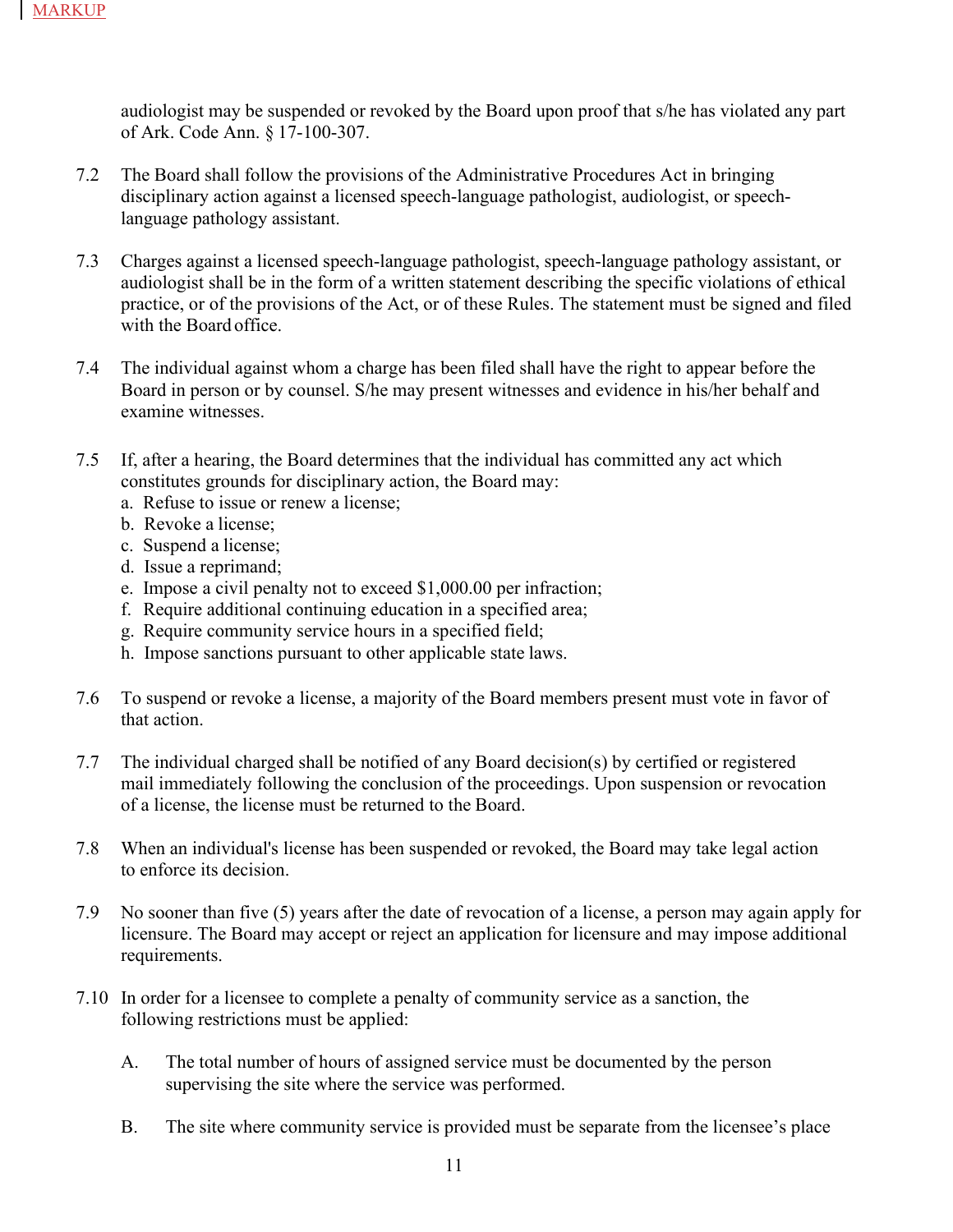audiologist may be suspended or revoked by the Board upon proof that s/he has violated any part of Ark. Code Ann. § 17-100-307.

7.2 The Board shall follow the provisions of the Administrative Procedures Act in bringing disciplinary action against a licensed speech-language pathologist, audiologist, or speech-language pathology assistant.

7.3 Charges against a licensed speech-language pathologist, speech-language pathology assistant, or audiologist shall be in the form of a written statement describing the specific violations of ethical practice, or of the provisions of the Act, or of these Rules. The statement must be signed and filed with the Board office.

7.4 The individual against whom a charge has been filed shall have the right to appear before the Board in person or by counsel. S/he may present witnesses and evidence in his/her behalf and examine witnesses.

7.5 If, after a hearing, the Board determines that the individual has committed any act which constitutes grounds for disciplinary action, the Board may:
a. Refuse to issue or renew a license;
b. Revoke a license;
c. Suspend a license;
d. Issue a reprimand;
e. Impose a civil penalty not to exceed $1,000.00 per infraction;
f. Require additional continuing education in a specified area;
g. Require community service hours in a specified field;
h. Impose sanctions pursuant to other applicable state laws.

7.6 To suspend or revoke a license, a majority of the Board members present must vote in favor of that action.

7.7 The individual charged shall be notified of any Board decision(s) by certified or registered mail immediately following the conclusion of the proceedings. Upon suspension or revocation of a license, the license must be returned to the Board.

7.8 When an individual's license has been suspended or revoked, the Board may take legal action to enforce its decision.

7.9 No sooner than five (5) years after the date of revocation of a license, a person may again apply for licensure. The Board may accept or reject an application for licensure and may impose additional requirements.

7.10 In order for a licensee to complete a penalty of community service as a sanction, the following restrictions must be applied:

A. The total number of hours of assigned service must be documented by the person supervising the site where the service was performed.

B. The site where community service is provided must be separate from the licensee's place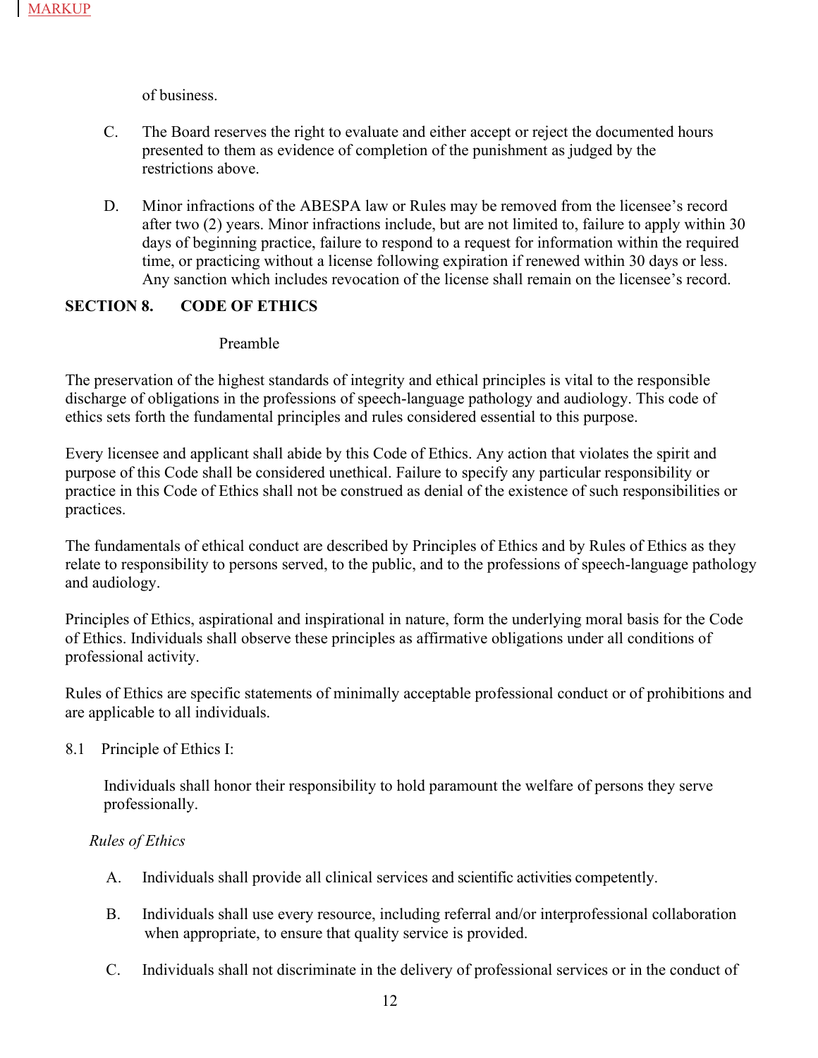MARKUP

of business.

C. The Board reserves the right to evaluate and either accept or reject the documented hours presented to them as evidence of completion of the punishment as judged by the restrictions above.

D. Minor infractions of the ABESPA law or Rules may be removed from the licensee's record after two (2) years. Minor infractions include, but are not limited to, failure to apply within 30 days of beginning practice, failure to respond to a request for information within the required time, or practicing without a license following expiration if renewed within 30 days or less. Any sanction which includes revocation of the license shall remain on the licensee's record.

## SECTION 8. CODE OF ETHICS

Preamble

The preservation of the highest standards of integrity and ethical principles is vital to the responsible discharge of obligations in the professions of speech-language pathology and audiology. This code of ethics sets forth the fundamental principles and rules considered essential to this purpose.

Every licensee and applicant shall abide by this Code of Ethics. Any action that violates the spirit and purpose of this Code shall be considered unethical. Failure to specify any particular responsibility or practice in this Code of Ethics shall not be construed as denial of the existence of such responsibilities or practices.

The fundamentals of ethical conduct are described by Principles of Ethics and by Rules of Ethics as they relate to responsibility to persons served, to the public, and to the professions of speech-language pathology and audiology.

Principles of Ethics, aspirational and inspirational in nature, form the underlying moral basis for the Code of Ethics. Individuals shall observe these principles as affirmative obligations under all conditions of professional activity.

Rules of Ethics are specific statements of minimally acceptable professional conduct or of prohibitions and are applicable to all individuals.

8.1 Principle of Ethics I:

Individuals shall honor their responsibility to hold paramount the welfare of persons they serve professionally.

*Rules of Ethics*

A. Individuals shall provide all clinical services and scientific activities competently.

B. Individuals shall use every resource, including referral and/or interprofessional collaboration when appropriate, to ensure that quality service is provided.

C. Individuals shall not discriminate in the delivery of professional services or in the conduct of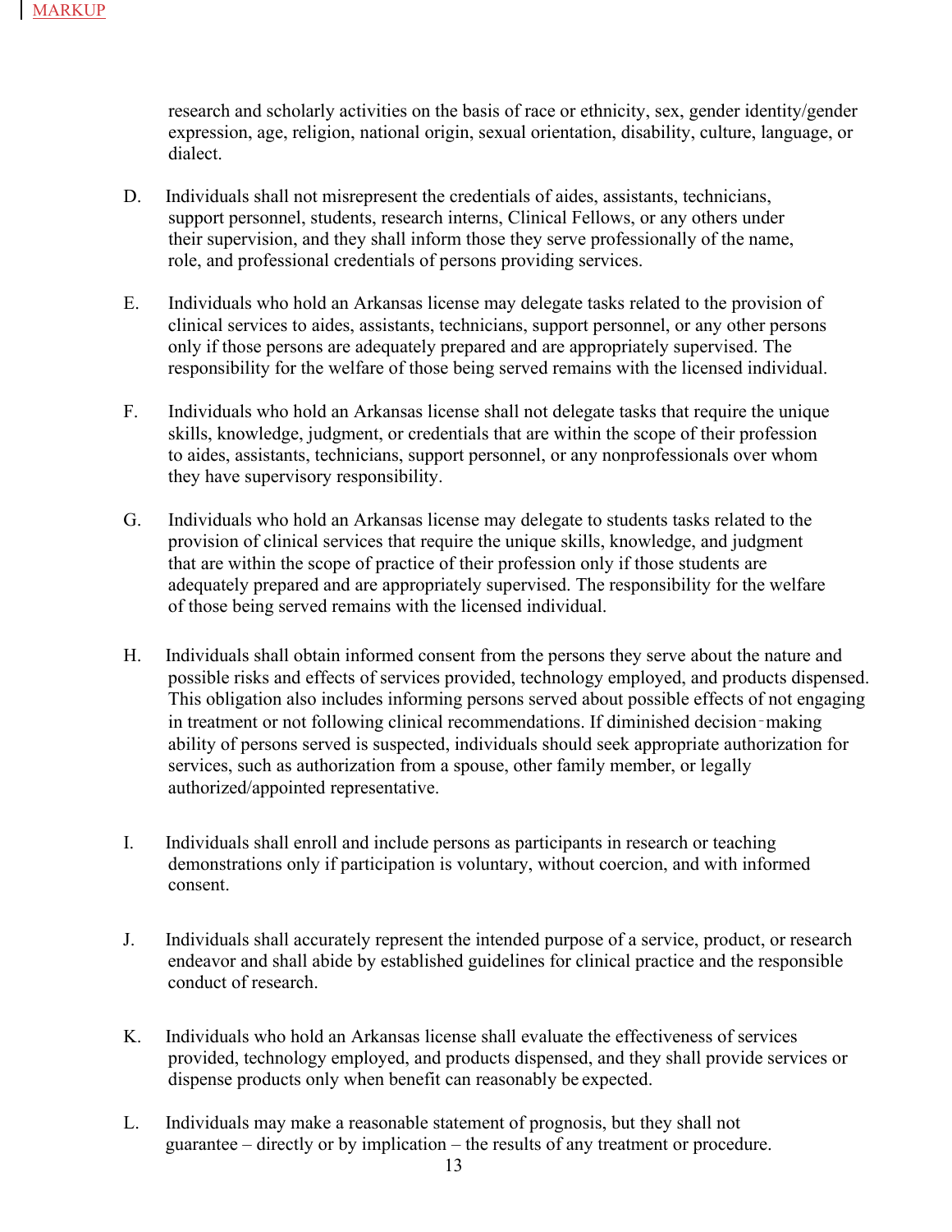research and scholarly activities on the basis of race or ethnicity, sex, gender identity/gender expression, age, religion, national origin, sexual orientation, disability, culture, language, or dialect.

D. Individuals shall not misrepresent the credentials of aides, assistants, technicians, support personnel, students, research interns, Clinical Fellows, or any others under their supervision, and they shall inform those they serve professionally of the name, role, and professional credentials of persons providing services.

E. Individuals who hold an Arkansas license may delegate tasks related to the provision of clinical services to aides, assistants, technicians, support personnel, or any other persons only if those persons are adequately prepared and are appropriately supervised. The responsibility for the welfare of those being served remains with the licensed individual.

F. Individuals who hold an Arkansas license shall not delegate tasks that require the unique skills, knowledge, judgment, or credentials that are within the scope of their profession to aides, assistants, technicians, support personnel, or any nonprofessionals over whom they have supervisory responsibility.

G. Individuals who hold an Arkansas license may delegate to students tasks related to the provision of clinical services that require the unique skills, knowledge, and judgment that are within the scope of practice of their profession only if those students are adequately prepared and are appropriately supervised. The responsibility for the welfare of those being served remains with the licensed individual.

H. Individuals shall obtain informed consent from the persons they serve about the nature and possible risks and effects of services provided, technology employed, and products dispensed. This obligation also includes informing persons served about possible effects of not engaging in treatment or not following clinical recommendations. If diminished decision-making ability of persons served is suspected, individuals should seek appropriate authorization for services, such as authorization from a spouse, other family member, or legally authorized/appointed representative.

I. Individuals shall enroll and include persons as participants in research or teaching demonstrations only if participation is voluntary, without coercion, and with informed consent.

J. Individuals shall accurately represent the intended purpose of a service, product, or research endeavor and shall abide by established guidelines for clinical practice and the responsible conduct of research.

K. Individuals who hold an Arkansas license shall evaluate the effectiveness of services provided, technology employed, and products dispensed, and they shall provide services or dispense products only when benefit can reasonably be expected.

L. Individuals may make a reasonable statement of prognosis, but they shall not guarantee – directly or by implication – the results of any treatment or procedure.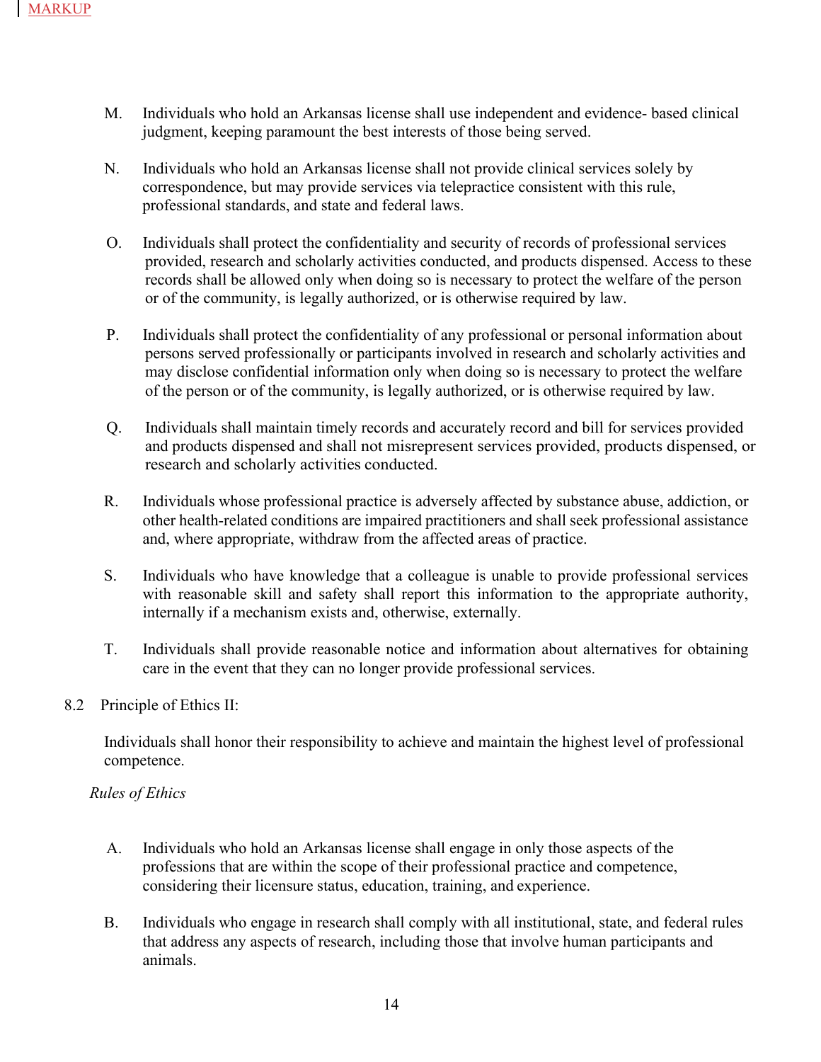MARKUP

M. Individuals who hold an Arkansas license shall use independent and evidence- based clinical judgment, keeping paramount the best interests of those being served.

N. Individuals who hold an Arkansas license shall not provide clinical services solely by correspondence, but may provide services via telepractice consistent with this rule, professional standards, and state and federal laws.

O. Individuals shall protect the confidentiality and security of records of professional services provided, research and scholarly activities conducted, and products dispensed. Access to these records shall be allowed only when doing so is necessary to protect the welfare of the person or of the community, is legally authorized, or is otherwise required by law.

P. Individuals shall protect the confidentiality of any professional or personal information about persons served professionally or participants involved in research and scholarly activities and may disclose confidential information only when doing so is necessary to protect the welfare of the person or of the community, is legally authorized, or is otherwise required by law.

Q. Individuals shall maintain timely records and accurately record and bill for services provided and products dispensed and shall not misrepresent services provided, products dispensed, or research and scholarly activities conducted.

R. Individuals whose professional practice is adversely affected by substance abuse, addiction, or other health-related conditions are impaired practitioners and shall seek professional assistance and, where appropriate, withdraw from the affected areas of practice.

S. Individuals who have knowledge that a colleague is unable to provide professional services with reasonable skill and safety shall report this information to the appropriate authority, internally if a mechanism exists and, otherwise, externally.

T. Individuals shall provide reasonable notice and information about alternatives for obtaining care in the event that they can no longer provide professional services.

8.2 Principle of Ethics II:

Individuals shall honor their responsibility to achieve and maintain the highest level of professional competence.

*Rules of Ethics*

A. Individuals who hold an Arkansas license shall engage in only those aspects of the professions that are within the scope of their professional practice and competence, considering their licensure status, education, training, and experience.

B. Individuals who engage in research shall comply with all institutional, state, and federal rules that address any aspects of research, including those that involve human participants and animals.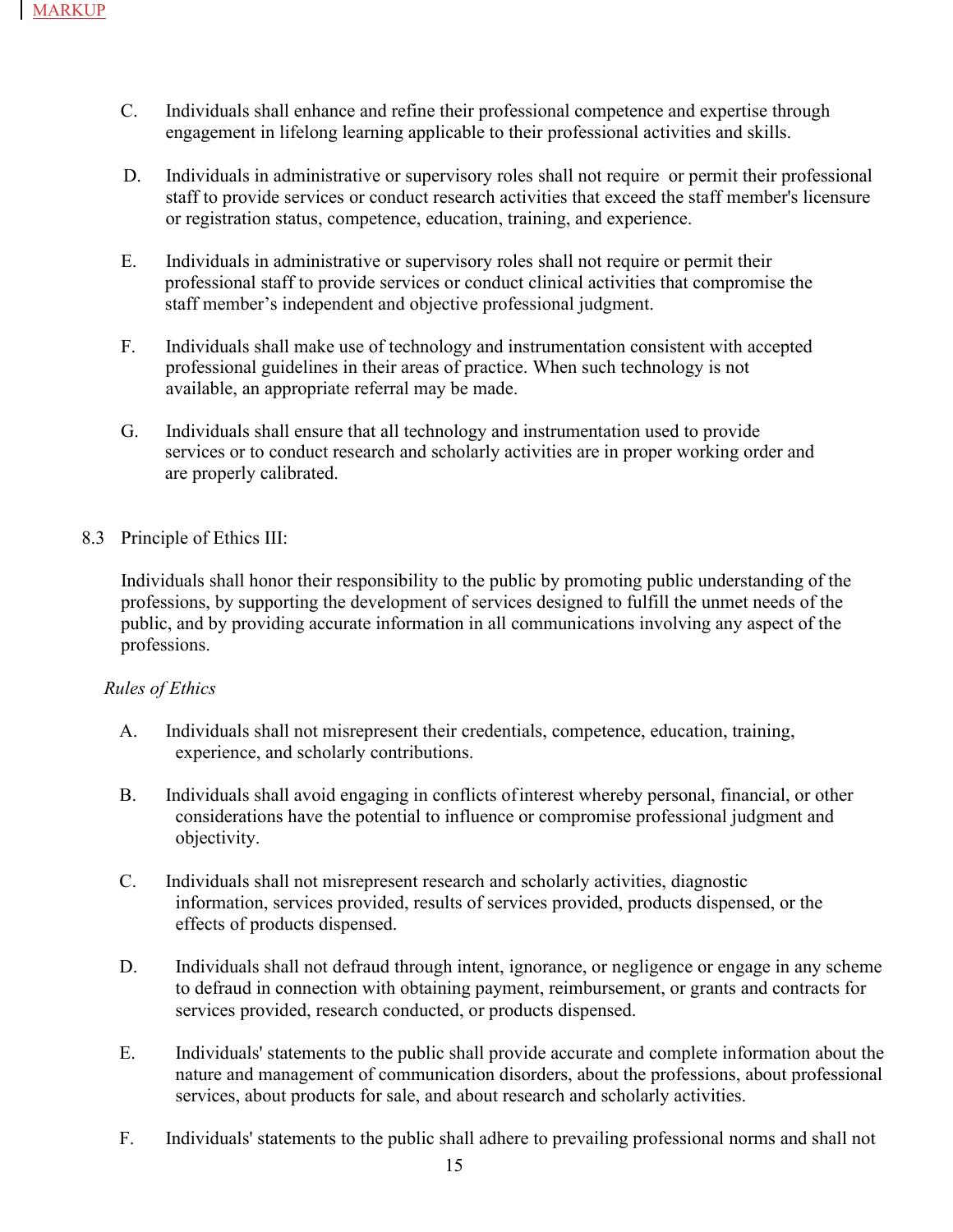MARKUP

C. Individuals shall enhance and refine their professional competence and expertise through engagement in lifelong learning applicable to their professional activities and skills.

D. Individuals in administrative or supervisory roles shall not require or permit their professional staff to provide services or conduct research activities that exceed the staff member's licensure or registration status, competence, education, training, and experience.

E. Individuals in administrative or supervisory roles shall not require or permit their professional staff to provide services or conduct clinical activities that compromise the staff member's independent and objective professional judgment.

F. Individuals shall make use of technology and instrumentation consistent with accepted professional guidelines in their areas of practice. When such technology is not available, an appropriate referral may be made.

G. Individuals shall ensure that all technology and instrumentation used to provide services or to conduct research and scholarly activities are in proper working order and are properly calibrated.

8.3 Principle of Ethics III:

Individuals shall honor their responsibility to the public by promoting public understanding of the professions, by supporting the development of services designed to fulfill the unmet needs of the public, and by providing accurate information in all communications involving any aspect of the professions.

*Rules of Ethics*

A. Individuals shall not misrepresent their credentials, competence, education, training, experience, and scholarly contributions.

B. Individuals shall avoid engaging in conflicts of interest whereby personal, financial, or other considerations have the potential to influence or compromise professional judgment and objectivity.

C. Individuals shall not misrepresent research and scholarly activities, diagnostic information, services provided, results of services provided, products dispensed, or the effects of products dispensed.

D. Individuals shall not defraud through intent, ignorance, or negligence or engage in any scheme to defraud in connection with obtaining payment, reimbursement, or grants and contracts for services provided, research conducted, or products dispensed.

E. Individuals' statements to the public shall provide accurate and complete information about the nature and management of communication disorders, about the professions, about professional services, about products for sale, and about research and scholarly activities.

F. Individuals' statements to the public shall adhere to prevailing professional norms and shall not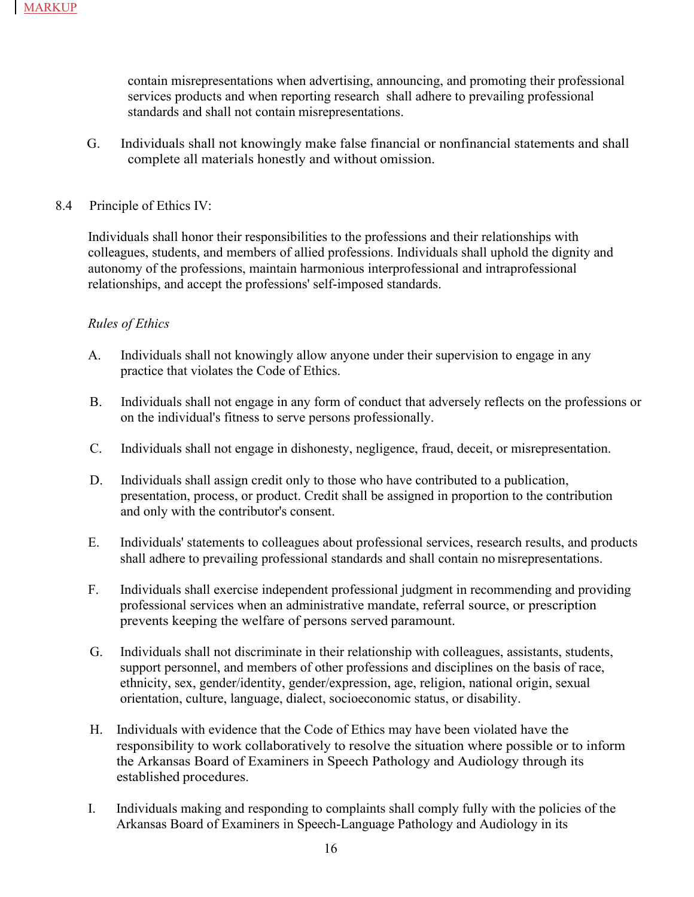contain misrepresentations when advertising, announcing, and promoting their professional services products and when reporting research shall adhere to prevailing professional standards and shall not contain misrepresentations.

G. Individuals shall not knowingly make false financial or nonfinancial statements and shall complete all materials honestly and without omission.

8.4 Principle of Ethics IV:

Individuals shall honor their responsibilities to the professions and their relationships with colleagues, students, and members of allied professions. Individuals shall uphold the dignity and autonomy of the professions, maintain harmonious interprofessional and intraprofessional relationships, and accept the professions' self-imposed standards.

*Rules of Ethics*

A. Individuals shall not knowingly allow anyone under their supervision to engage in any practice that violates the Code of Ethics.

B. Individuals shall not engage in any form of conduct that adversely reflects on the professions or on the individual's fitness to serve persons professionally.

C. Individuals shall not engage in dishonesty, negligence, fraud, deceit, or misrepresentation.

D. Individuals shall assign credit only to those who have contributed to a publication, presentation, process, or product. Credit shall be assigned in proportion to the contribution and only with the contributor's consent.

E. Individuals' statements to colleagues about professional services, research results, and products shall adhere to prevailing professional standards and shall contain no misrepresentations.

F. Individuals shall exercise independent professional judgment in recommending and providing professional services when an administrative mandate, referral source, or prescription prevents keeping the welfare of persons served paramount.

G. Individuals shall not discriminate in their relationship with colleagues, assistants, students, support personnel, and members of other professions and disciplines on the basis of race, ethnicity, sex, gender/identity, gender/expression, age, religion, national origin, sexual orientation, culture, language, dialect, socioeconomic status, or disability.

H. Individuals with evidence that the Code of Ethics may have been violated have the responsibility to work collaboratively to resolve the situation where possible or to inform the Arkansas Board of Examiners in Speech Pathology and Audiology through its established procedures.

I. Individuals making and responding to complaints shall comply fully with the policies of the Arkansas Board of Examiners in Speech-Language Pathology and Audiology in its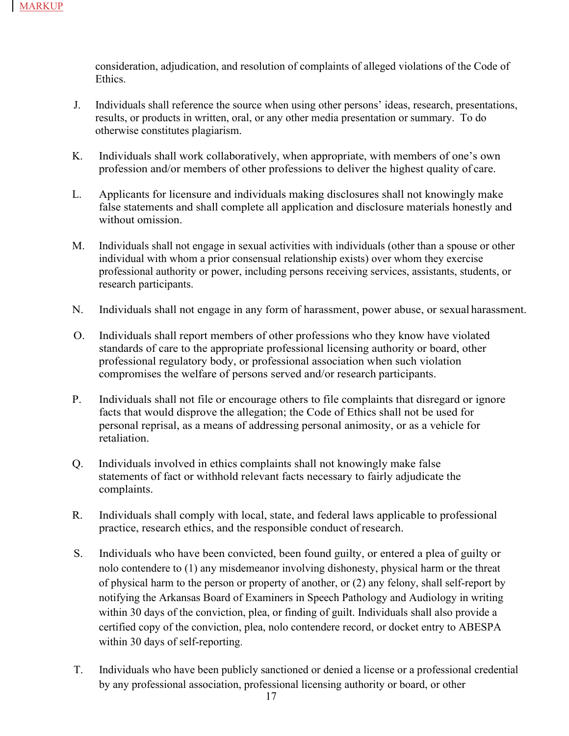MARKUP

consideration, adjudication, and resolution of complaints of alleged violations of the Code of Ethics.

J. Individuals shall reference the source when using other persons' ideas, research, presentations, results, or products in written, oral, or any other media presentation or summary. To do otherwise constitutes plagiarism.

K. Individuals shall work collaboratively, when appropriate, with members of one's own profession and/or members of other professions to deliver the highest quality of care.

L. Applicants for licensure and individuals making disclosures shall not knowingly make false statements and shall complete all application and disclosure materials honestly and without omission.

M. Individuals shall not engage in sexual activities with individuals (other than a spouse or other individual with whom a prior consensual relationship exists) over whom they exercise professional authority or power, including persons receiving services, assistants, students, or research participants.

N. Individuals shall not engage in any form of harassment, power abuse, or sexual harassment.

O. Individuals shall report members of other professions who they know have violated standards of care to the appropriate professional licensing authority or board, other professional regulatory body, or professional association when such violation compromises the welfare of persons served and/or research participants.

P. Individuals shall not file or encourage others to file complaints that disregard or ignore facts that would disprove the allegation; the Code of Ethics shall not be used for personal reprisal, as a means of addressing personal animosity, or as a vehicle for retaliation.

Q. Individuals involved in ethics complaints shall not knowingly make false statements of fact or withhold relevant facts necessary to fairly adjudicate the complaints.

R. Individuals shall comply with local, state, and federal laws applicable to professional practice, research ethics, and the responsible conduct of research.

S. Individuals who have been convicted, been found guilty, or entered a plea of guilty or nolo contendere to (1) any misdemeanor involving dishonesty, physical harm or the threat of physical harm to the person or property of another, or (2) any felony, shall self-report by notifying the Arkansas Board of Examiners in Speech Pathology and Audiology in writing within 30 days of the conviction, plea, or finding of guilt. Individuals shall also provide a certified copy of the conviction, plea, nolo contendere record, or docket entry to ABESPA within 30 days of self-reporting.

T. Individuals who have been publicly sanctioned or denied a license or a professional credential by any professional association, professional licensing authority or board, or other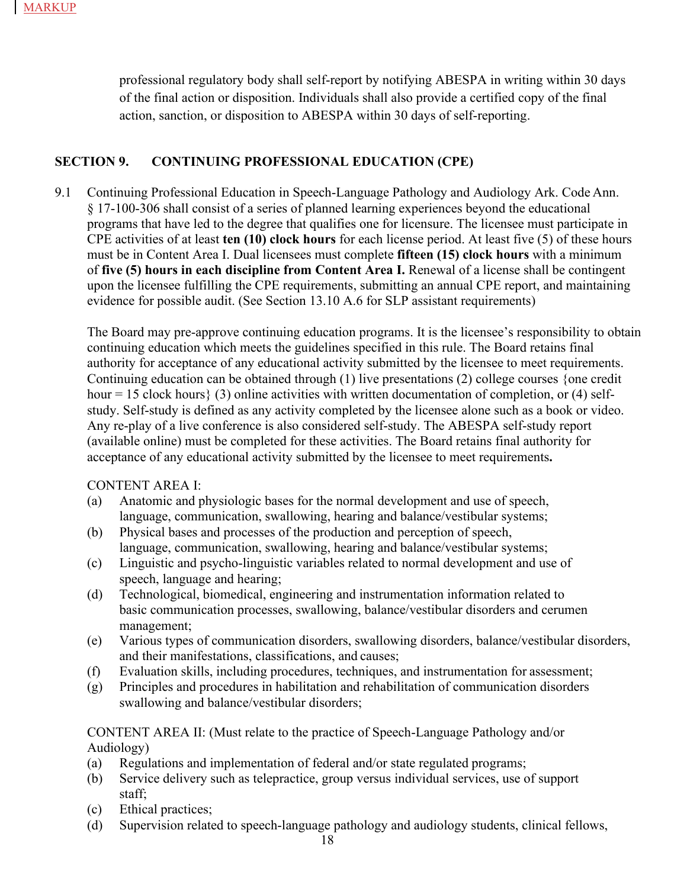MARKUP

professional regulatory body shall self-report by notifying ABESPA in writing within 30 days of the final action or disposition. Individuals shall also provide a certified copy of the final action, sanction, or disposition to ABESPA within 30 days of self-reporting.

## SECTION 9. CONTINUING PROFESSIONAL EDUCATION (CPE)

9.1 Continuing Professional Education in Speech-Language Pathology and Audiology Ark. Code Ann. § 17-100-306 shall consist of a series of planned learning experiences beyond the educational programs that have led to the degree that qualifies one for licensure. The licensee must participate in CPE activities of at least **ten (10) clock hours** for each license period. At least five (5) of these hours must be in Content Area I. Dual licensees must complete **fifteen (15) clock hours** with a minimum of **five (5) hours in each discipline from Content Area I.** Renewal of a license shall be contingent upon the licensee fulfilling the CPE requirements, submitting an annual CPE report, and maintaining evidence for possible audit. (See Section 13.10 A.6 for SLP assistant requirements)

The Board may pre-approve continuing education programs. It is the licensee's responsibility to obtain continuing education which meets the guidelines specified in this rule. The Board retains final authority for acceptance of any educational activity submitted by the licensee to meet requirements. Continuing education can be obtained through (1) live presentations (2) college courses {one credit hour = 15 clock hours} (3) online activities with written documentation of completion, or (4) self-study. Self-study is defined as any activity completed by the licensee alone such as a book or video. Any re-play of a live conference is also considered self-study. The ABESPA self-study report (available online) must be completed for these activities. The Board retains final authority for acceptance of any educational activity submitted by the licensee to meet requirements**.**

CONTENT AREA I:

(a) Anatomic and physiologic bases for the normal development and use of speech, language, communication, swallowing, hearing and balance/vestibular systems;
(b) Physical bases and processes of the production and perception of speech, language, communication, swallowing, hearing and balance/vestibular systems;
(c) Linguistic and psycho-linguistic variables related to normal development and use of speech, language and hearing;
(d) Technological, biomedical, engineering and instrumentation information related to basic communication processes, swallowing, balance/vestibular disorders and cerumen management;
(e) Various types of communication disorders, swallowing disorders, balance/vestibular disorders, and their manifestations, classifications, and causes;
(f) Evaluation skills, including procedures, techniques, and instrumentation for assessment;
(g) Principles and procedures in habilitation and rehabilitation of communication disorders swallowing and balance/vestibular disorders;

CONTENT AREA II: (Must relate to the practice of Speech-Language Pathology and/or Audiology)

(a) Regulations and implementation of federal and/or state regulated programs;
(b) Service delivery such as telepractice, group versus individual services, use of support staff;
(c) Ethical practices;
(d) Supervision related to speech-language pathology and audiology students, clinical fellows,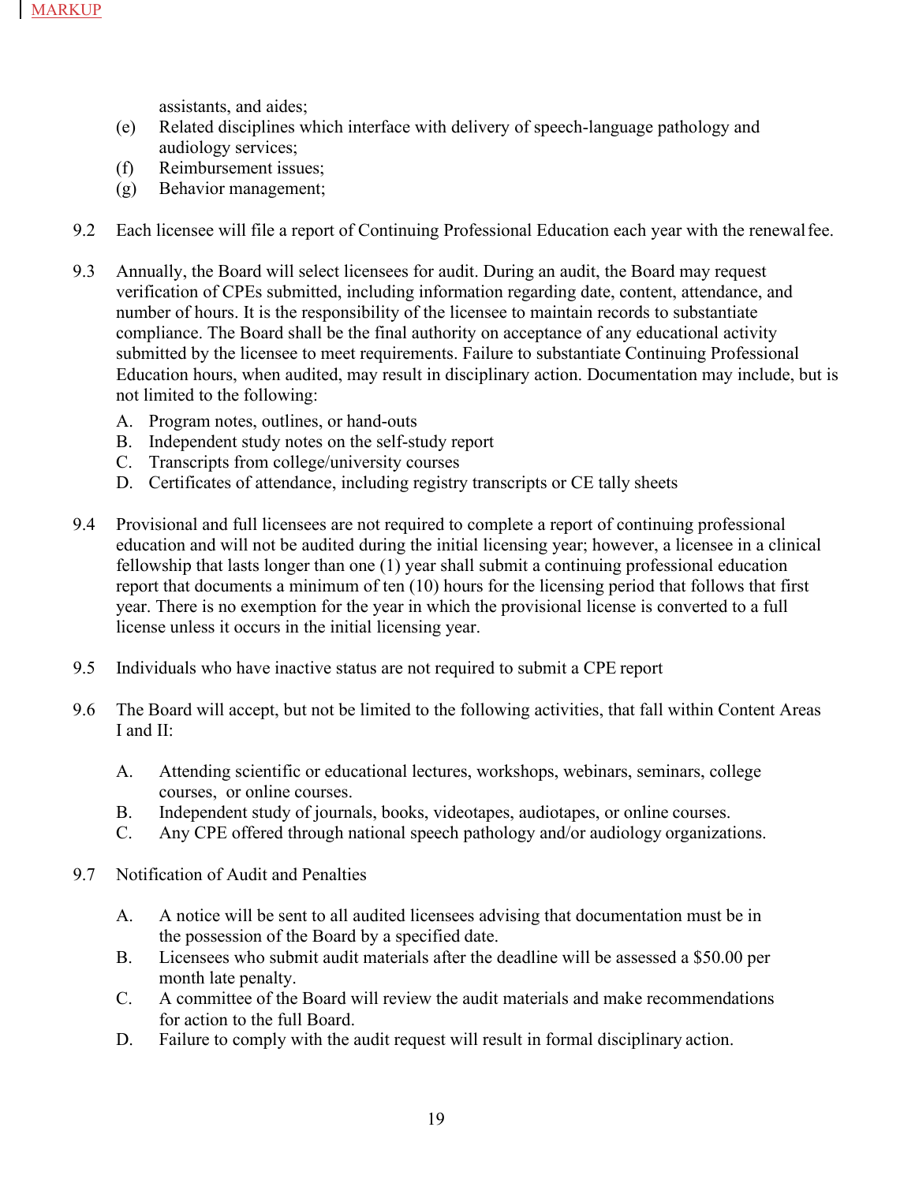MARKUP

assistants, and aides;

(e) Related disciplines which interface with delivery of speech-language pathology and audiology services;

(f) Reimbursement issues;

(g) Behavior management;

9.2 Each licensee will file a report of Continuing Professional Education each year with the renewal fee.

9.3 Annually, the Board will select licensees for audit. During an audit, the Board may request verification of CPEs submitted, including information regarding date, content, attendance, and number of hours. It is the responsibility of the licensee to maintain records to substantiate compliance. The Board shall be the final authority on acceptance of any educational activity submitted by the licensee to meet requirements. Failure to substantiate Continuing Professional Education hours, when audited, may result in disciplinary action. Documentation may include, but is not limited to the following:

A. Program notes, outlines, or hand-outs
B. Independent study notes on the self-study report
C. Transcripts from college/university courses
D. Certificates of attendance, including registry transcripts or CE tally sheets

9.4 Provisional and full licensees are not required to complete a report of continuing professional education and will not be audited during the initial licensing year; however, a licensee in a clinical fellowship that lasts longer than one (1) year shall submit a continuing professional education report that documents a minimum of ten (10) hours for the licensing period that follows that first year. There is no exemption for the year in which the provisional license is converted to a full license unless it occurs in the initial licensing year.

9.5 Individuals who have inactive status are not required to submit a CPE report

9.6 The Board will accept, but not be limited to the following activities, that fall within Content Areas I and II:

A. Attending scientific or educational lectures, workshops, webinars, seminars, college courses, or online courses.
B. Independent study of journals, books, videotapes, audiotapes, or online courses.
C. Any CPE offered through national speech pathology and/or audiology organizations.

9.7 Notification of Audit and Penalties

A. A notice will be sent to all audited licensees advising that documentation must be in the possession of the Board by a specified date.
B. Licensees who submit audit materials after the deadline will be assessed a $50.00 per month late penalty.
C. A committee of the Board will review the audit materials and make recommendations for action to the full Board.
D. Failure to comply with the audit request will result in formal disciplinary action.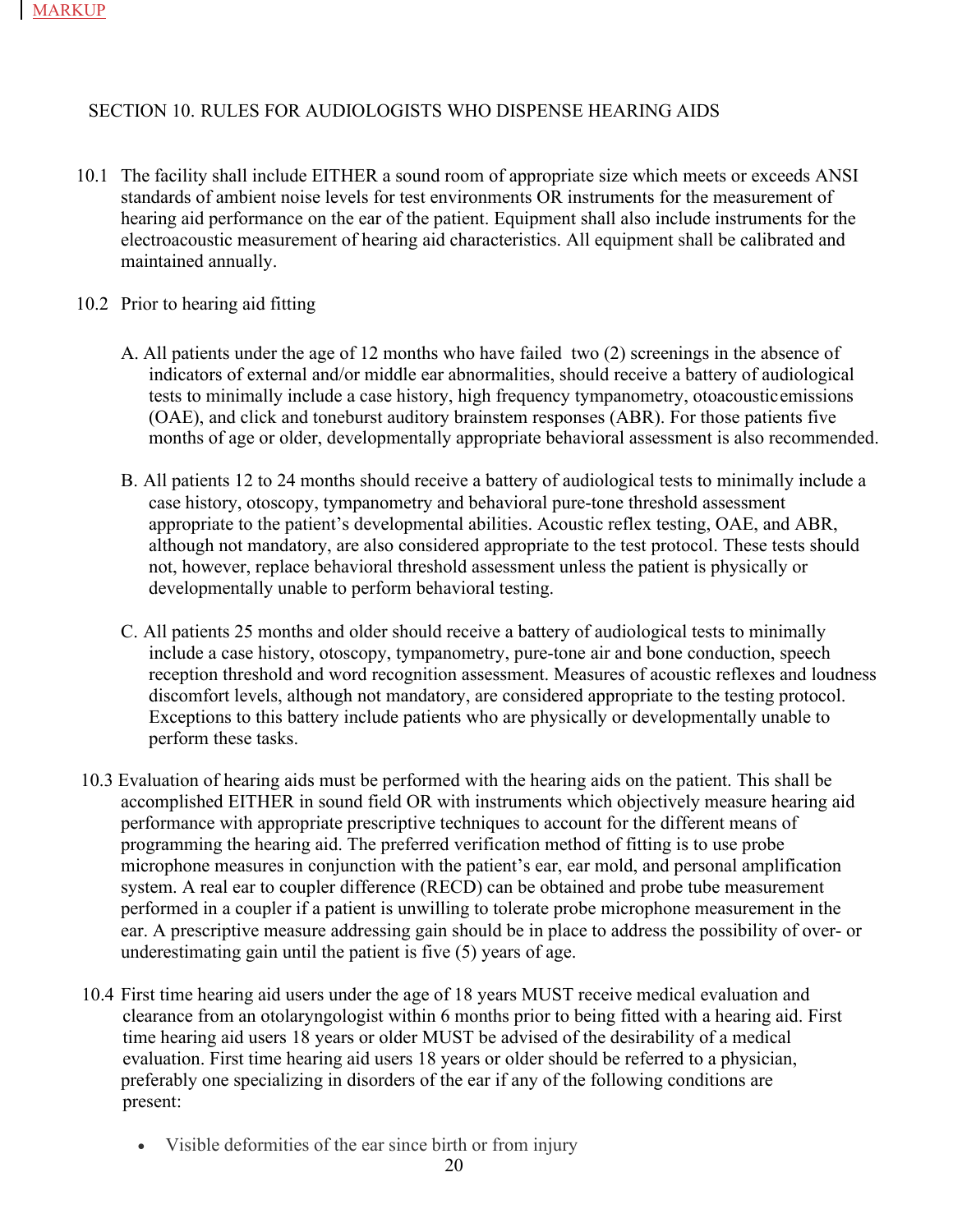MARKUP

## SECTION 10. RULES FOR AUDIOLOGISTS WHO DISPENSE HEARING AIDS

10.1 The facility shall include EITHER a sound room of appropriate size which meets or exceeds ANSI standards of ambient noise levels for test environments OR instruments for the measurement of hearing aid performance on the ear of the patient. Equipment shall also include instruments for the electroacoustic measurement of hearing aid characteristics. All equipment shall be calibrated and maintained annually.

10.2 Prior to hearing aid fitting

A. All patients under the age of 12 months who have failed two (2) screenings in the absence of indicators of external and/or middle ear abnormalities, should receive a battery of audiological tests to minimally include a case history, high frequency tympanometry, otoacoustic emissions (OAE), and click and toneburst auditory brainstem responses (ABR). For those patients five months of age or older, developmentally appropriate behavioral assessment is also recommended.

B. All patients 12 to 24 months should receive a battery of audiological tests to minimally include a case history, otoscopy, tympanometry and behavioral pure-tone threshold assessment appropriate to the patient's developmental abilities. Acoustic reflex testing, OAE, and ABR, although not mandatory, are also considered appropriate to the test protocol. These tests should not, however, replace behavioral threshold assessment unless the patient is physically or developmentally unable to perform behavioral testing.

C. All patients 25 months and older should receive a battery of audiological tests to minimally include a case history, otoscopy, tympanometry, pure-tone air and bone conduction, speech reception threshold and word recognition assessment. Measures of acoustic reflexes and loudness discomfort levels, although not mandatory, are considered appropriate to the testing protocol. Exceptions to this battery include patients who are physically or developmentally unable to perform these tasks.

10.3 Evaluation of hearing aids must be performed with the hearing aids on the patient. This shall be accomplished EITHER in sound field OR with instruments which objectively measure hearing aid performance with appropriate prescriptive techniques to account for the different means of programming the hearing aid. The preferred verification method of fitting is to use probe microphone measures in conjunction with the patient's ear, ear mold, and personal amplification system. A real ear to coupler difference (RECD) can be obtained and probe tube measurement performed in a coupler if a patient is unwilling to tolerate probe microphone measurement in the ear. A prescriptive measure addressing gain should be in place to address the possibility of over- or underestimating gain until the patient is five (5) years of age.

10.4 First time hearing aid users under the age of 18 years MUST receive medical evaluation and clearance from an otolaryngologist within 6 months prior to being fitted with a hearing aid. First time hearing aid users 18 years or older MUST be advised of the desirability of a medical evaluation. First time hearing aid users 18 years or older should be referred to a physician, preferably one specializing in disorders of the ear if any of the following conditions are present:

- Visible deformities of the ear since birth or from injury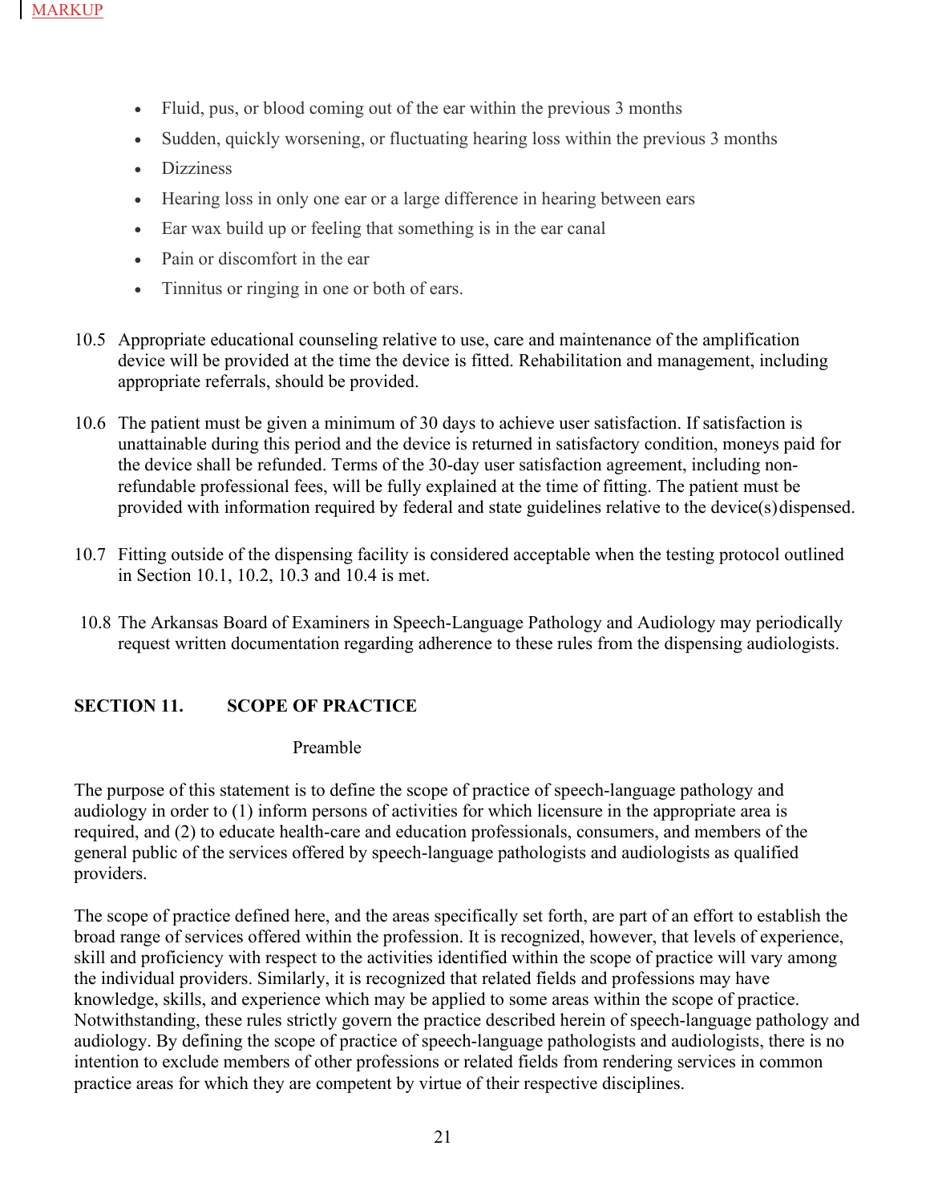- Fluid, pus, or blood coming out of the ear within the previous 3 months
- Sudden, quickly worsening, or fluctuating hearing loss within the previous 3 months
- Dizziness
- Hearing loss in only one ear or a large difference in hearing between ears
- Ear wax build up or feeling that something is in the ear canal
- Pain or discomfort in the ear
- Tinnitus or ringing in one or both of ears.

10.5 Appropriate educational counseling relative to use, care and maintenance of the amplification device will be provided at the time the device is fitted. Rehabilitation and management, including appropriate referrals, should be provided.

10.6 The patient must be given a minimum of 30 days to achieve user satisfaction. If satisfaction is unattainable during this period and the device is returned in satisfactory condition, moneys paid for the device shall be refunded. Terms of the 30-day user satisfaction agreement, including non-refundable professional fees, will be fully explained at the time of fitting. The patient must be provided with information required by federal and state guidelines relative to the device(s) dispensed.

10.7 Fitting outside of the dispensing facility is considered acceptable when the testing protocol outlined in Section 10.1, 10.2, 10.3 and 10.4 is met.

10.8 The Arkansas Board of Examiners in Speech-Language Pathology and Audiology may periodically request written documentation regarding adherence to these rules from the dispensing audiologists.

## SECTION 11. SCOPE OF PRACTICE

Preamble

The purpose of this statement is to define the scope of practice of speech-language pathology and audiology in order to (1) inform persons of activities for which licensure in the appropriate area is required, and (2) to educate health-care and education professionals, consumers, and members of the general public of the services offered by speech-language pathologists and audiologists as qualified providers.

The scope of practice defined here, and the areas specifically set forth, are part of an effort to establish the broad range of services offered within the profession. It is recognized, however, that levels of experience, skill and proficiency with respect to the activities identified within the scope of practice will vary among the individual providers. Similarly, it is recognized that related fields and professions may have knowledge, skills, and experience which may be applied to some areas within the scope of practice. Notwithstanding, these rules strictly govern the practice described herein of speech-language pathology and audiology. By defining the scope of practice of speech-language pathologists and audiologists, there is no intention to exclude members of other professions or related fields from rendering services in common practice areas for which they are competent by virtue of their respective disciplines.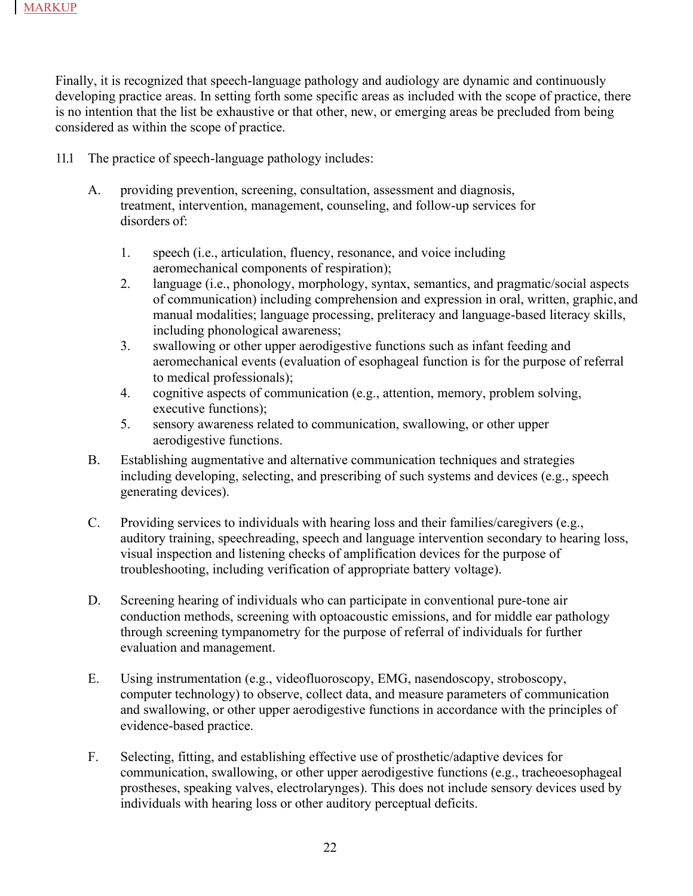MARKUP

Finally, it is recognized that speech-language pathology and audiology are dynamic and continuously developing practice areas. In setting forth some specific areas as included with the scope of practice, there is no intention that the list be exhaustive or that other, new, or emerging areas be precluded from being considered as within the scope of practice.

11.1 The practice of speech-language pathology includes:

A. providing prevention, screening, consultation, assessment and diagnosis, treatment, intervention, management, counseling, and follow-up services for disorders of:

   1. speech (i.e., articulation, fluency, resonance, and voice including aeromechanical components of respiration);
   2. language (i.e., phonology, morphology, syntax, semantics, and pragmatic/social aspects of communication) including comprehension and expression in oral, written, graphic, and manual modalities; language processing, preliteracy and language-based literacy skills, including phonological awareness;
   3. swallowing or other upper aerodigestive functions such as infant feeding and aeromechanical events (evaluation of esophageal function is for the purpose of referral to medical professionals);
   4. cognitive aspects of communication (e.g., attention, memory, problem solving, executive functions);
   5. sensory awareness related to communication, swallowing, or other upper aerodigestive functions.

B. Establishing augmentative and alternative communication techniques and strategies including developing, selecting, and prescribing of such systems and devices (e.g., speech generating devices).

C. Providing services to individuals with hearing loss and their families/caregivers (e.g., auditory training, speechreading, speech and language intervention secondary to hearing loss, visual inspection and listening checks of amplification devices for the purpose of troubleshooting, including verification of appropriate battery voltage).

D. Screening hearing of individuals who can participate in conventional pure-tone air conduction methods, screening with optoacoustic emissions, and for middle ear pathology through screening tympanometry for the purpose of referral of individuals for further evaluation and management.

E. Using instrumentation (e.g., videofluoroscopy, EMG, nasendoscopy, stroboscopy, computer technology) to observe, collect data, and measure parameters of communication and swallowing, or other upper aerodigestive functions in accordance with the principles of evidence-based practice.

F. Selecting, fitting, and establishing effective use of prosthetic/adaptive devices for communication, swallowing, or other upper aerodigestive functions (e.g., tracheoesophageal prostheses, speaking valves, electrolarynges). This does not include sensory devices used by individuals with hearing loss or other auditory perceptual deficits.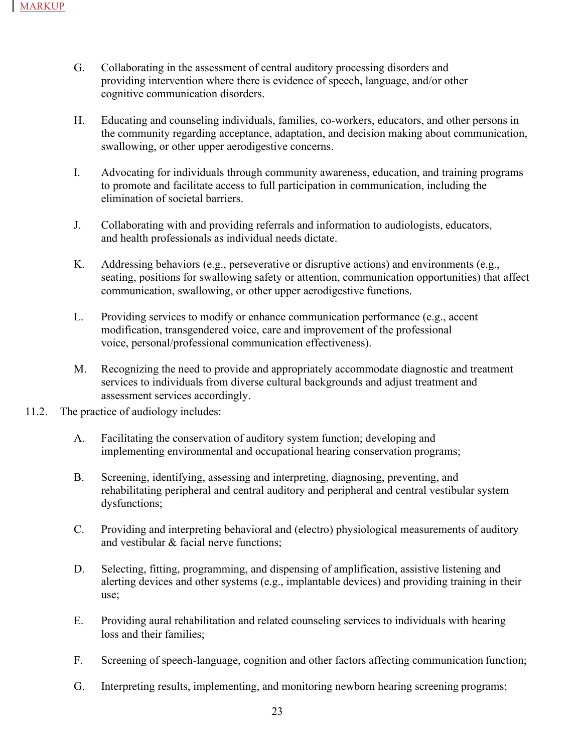MARKUP

G. Collaborating in the assessment of central auditory processing disorders and providing intervention where there is evidence of speech, language, and/or other cognitive communication disorders.

H. Educating and counseling individuals, families, co-workers, educators, and other persons in the community regarding acceptance, adaptation, and decision making about communication, swallowing, or other upper aerodigestive concerns.

I. Advocating for individuals through community awareness, education, and training programs to promote and facilitate access to full participation in communication, including the elimination of societal barriers.

J. Collaborating with and providing referrals and information to audiologists, educators, and health professionals as individual needs dictate.

K. Addressing behaviors (e.g., perseverative or disruptive actions) and environments (e.g., seating, positions for swallowing safety or attention, communication opportunities) that affect communication, swallowing, or other upper aerodigestive functions.

L. Providing services to modify or enhance communication performance (e.g., accent modification, transgendered voice, care and improvement of the professional voice, personal/professional communication effectiveness).

M. Recognizing the need to provide and appropriately accommodate diagnostic and treatment services to individuals from diverse cultural backgrounds and adjust treatment and assessment services accordingly.

11.2. The practice of audiology includes:

A. Facilitating the conservation of auditory system function; developing and implementing environmental and occupational hearing conservation programs;

B. Screening, identifying, assessing and interpreting, diagnosing, preventing, and rehabilitating peripheral and central auditory and peripheral and central vestibular system dysfunctions;

C. Providing and interpreting behavioral and (electro) physiological measurements of auditory and vestibular & facial nerve functions;

D. Selecting, fitting, programming, and dispensing of amplification, assistive listening and alerting devices and other systems (e.g., implantable devices) and providing training in their use;

E. Providing aural rehabilitation and related counseling services to individuals with hearing loss and their families;

F. Screening of speech-language, cognition and other factors affecting communication function;

G. Interpreting results, implementing, and monitoring newborn hearing screening programs;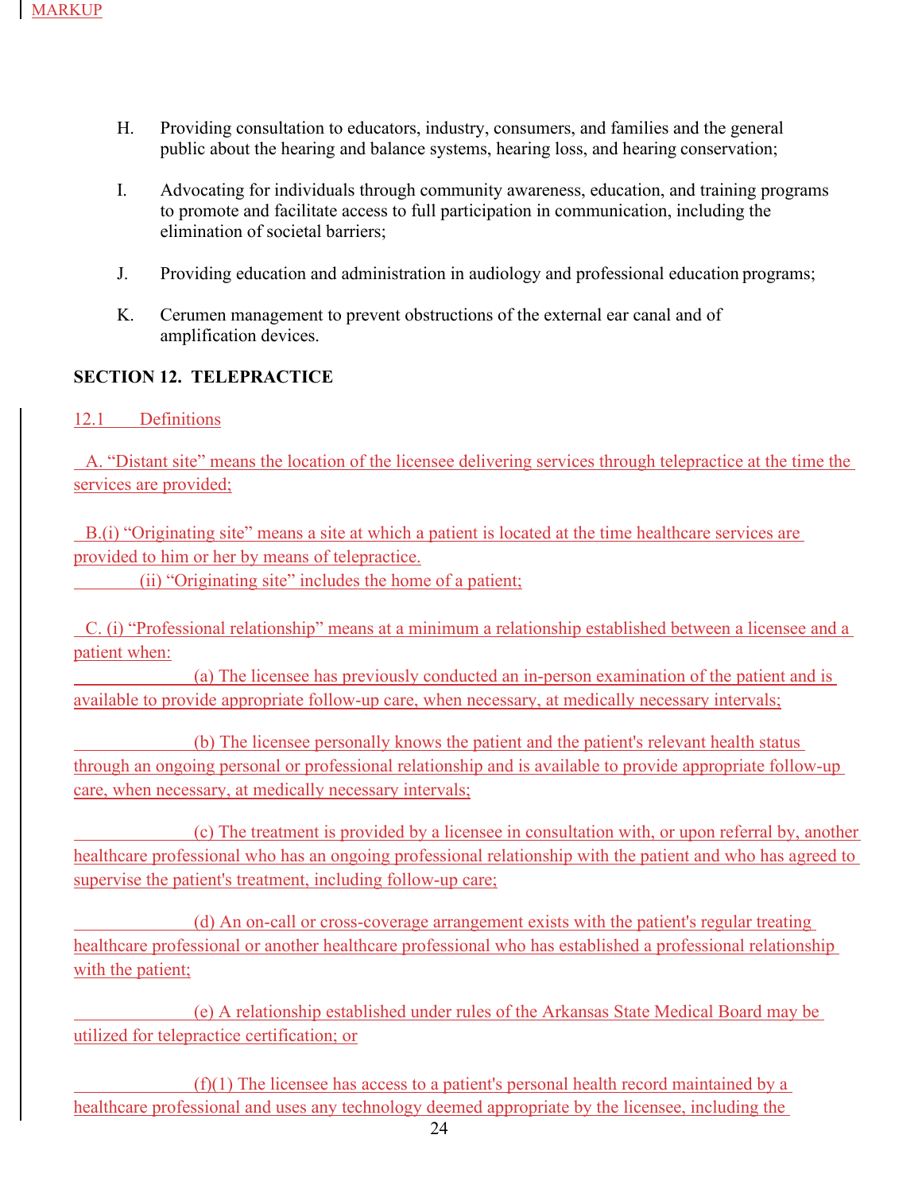H. Providing consultation to educators, industry, consumers, and families and the general public about the hearing and balance systems, hearing loss, and hearing conservation;

I. Advocating for individuals through community awareness, education, and training programs to promote and facilitate access to full participation in communication, including the elimination of societal barriers;

J. Providing education and administration in audiology and professional education programs;

K. Cerumen management to prevent obstructions of the external ear canal and of amplification devices.

**SECTION 12. TELEPRACTICE**

12.1 Definitions

A. "Distant site" means the location of the licensee delivering services through telepractice at the time the services are provided;

B.(i) "Originating site" means a site at which a patient is located at the time healthcare services are provided to him or her by means of telepractice.

(ii) "Originating site" includes the home of a patient;

C. (i) "Professional relationship" means at a minimum a relationship established between a licensee and a patient when:

(a) The licensee has previously conducted an in-person examination of the patient and is available to provide appropriate follow-up care, when necessary, at medically necessary intervals;

(b) The licensee personally knows the patient and the patient's relevant health status through an ongoing personal or professional relationship and is available to provide appropriate follow-up care, when necessary, at medically necessary intervals;

(c) The treatment is provided by a licensee in consultation with, or upon referral by, another healthcare professional who has an ongoing professional relationship with the patient and who has agreed to supervise the patient's treatment, including follow-up care;

(d) An on-call or cross-coverage arrangement exists with the patient's regular treating healthcare professional or another healthcare professional who has established a professional relationship with the patient;

(e) A relationship established under rules of the Arkansas State Medical Board may be utilized for telepractice certification; or

(f)(1) The licensee has access to a patient's personal health record maintained by a healthcare professional and uses any technology deemed appropriate by the licensee, including the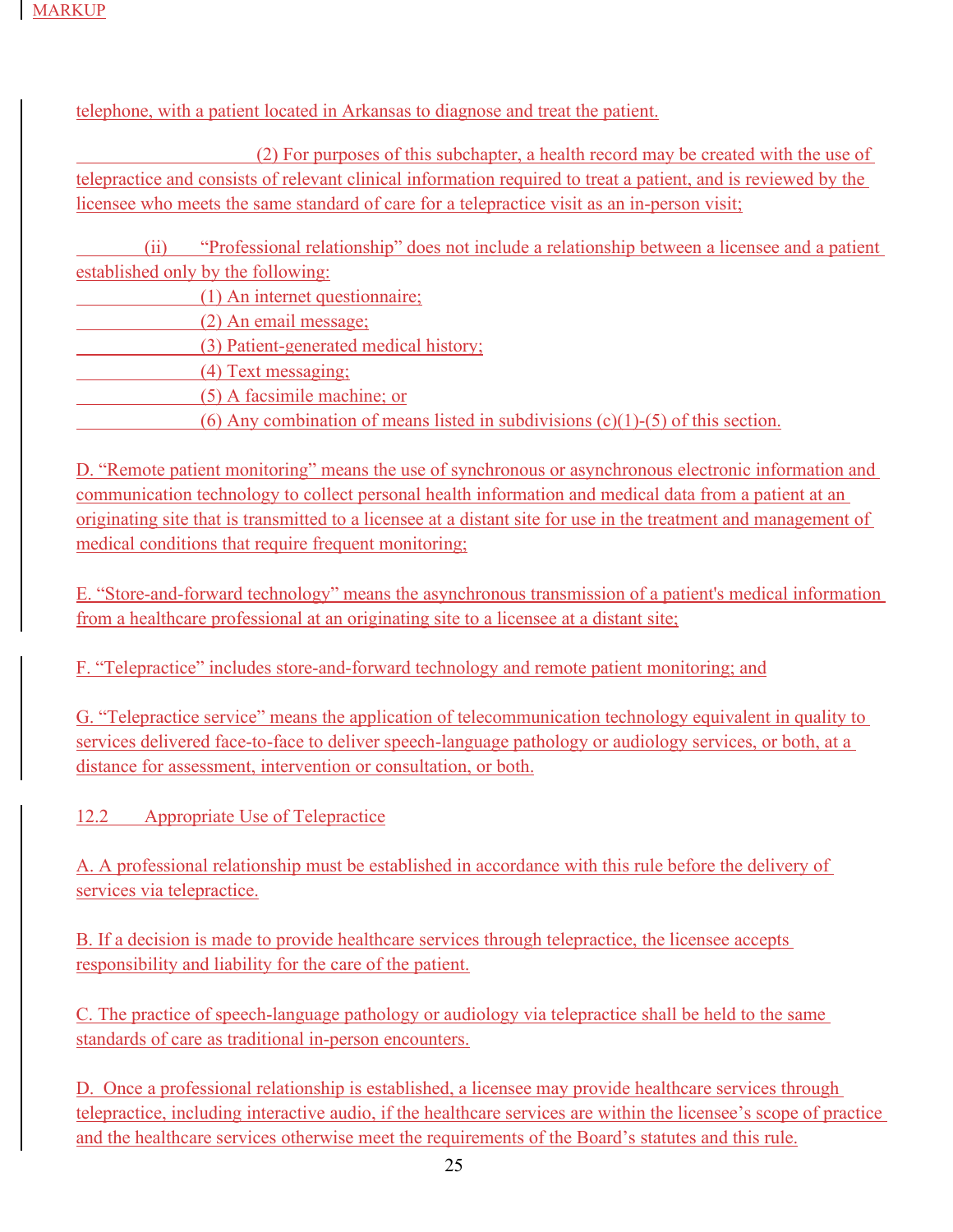telephone, with a patient located in Arkansas to diagnose and treat the patient.

(2) For purposes of this subchapter, a health record may be created with the use of telepractice and consists of relevant clinical information required to treat a patient, and is reviewed by the licensee who meets the same standard of care for a telepractice visit as an in-person visit;

(ii) "Professional relationship" does not include a relationship between a licensee and a patient established only by the following:

(1) An internet questionnaire;
(2) An email message;
(3) Patient-generated medical history;
(4) Text messaging;
(5) A facsimile machine; or
(6) Any combination of means listed in subdivisions (c)(1)-(5) of this section.

D. "Remote patient monitoring" means the use of synchronous or asynchronous electronic information and communication technology to collect personal health information and medical data from a patient at an originating site that is transmitted to a licensee at a distant site for use in the treatment and management of medical conditions that require frequent monitoring;

E. "Store-and-forward technology" means the asynchronous transmission of a patient's medical information from a healthcare professional at an originating site to a licensee at a distant site;

F. "Telepractice" includes store-and-forward technology and remote patient monitoring; and

G. "Telepractice service" means the application of telecommunication technology equivalent in quality to services delivered face-to-face to deliver speech-language pathology or audiology services, or both, at a distance for assessment, intervention or consultation, or both.

12.2 Appropriate Use of Telepractice

A. A professional relationship must be established in accordance with this rule before the delivery of services via telepractice.

B. If a decision is made to provide healthcare services through telepractice, the licensee accepts responsibility and liability for the care of the patient.

C. The practice of speech-language pathology or audiology via telepractice shall be held to the same standards of care as traditional in-person encounters.

D. Once a professional relationship is established, a licensee may provide healthcare services through telepractice, including interactive audio, if the healthcare services are within the licensee's scope of practice and the healthcare services otherwise meet the requirements of the Board's statutes and this rule.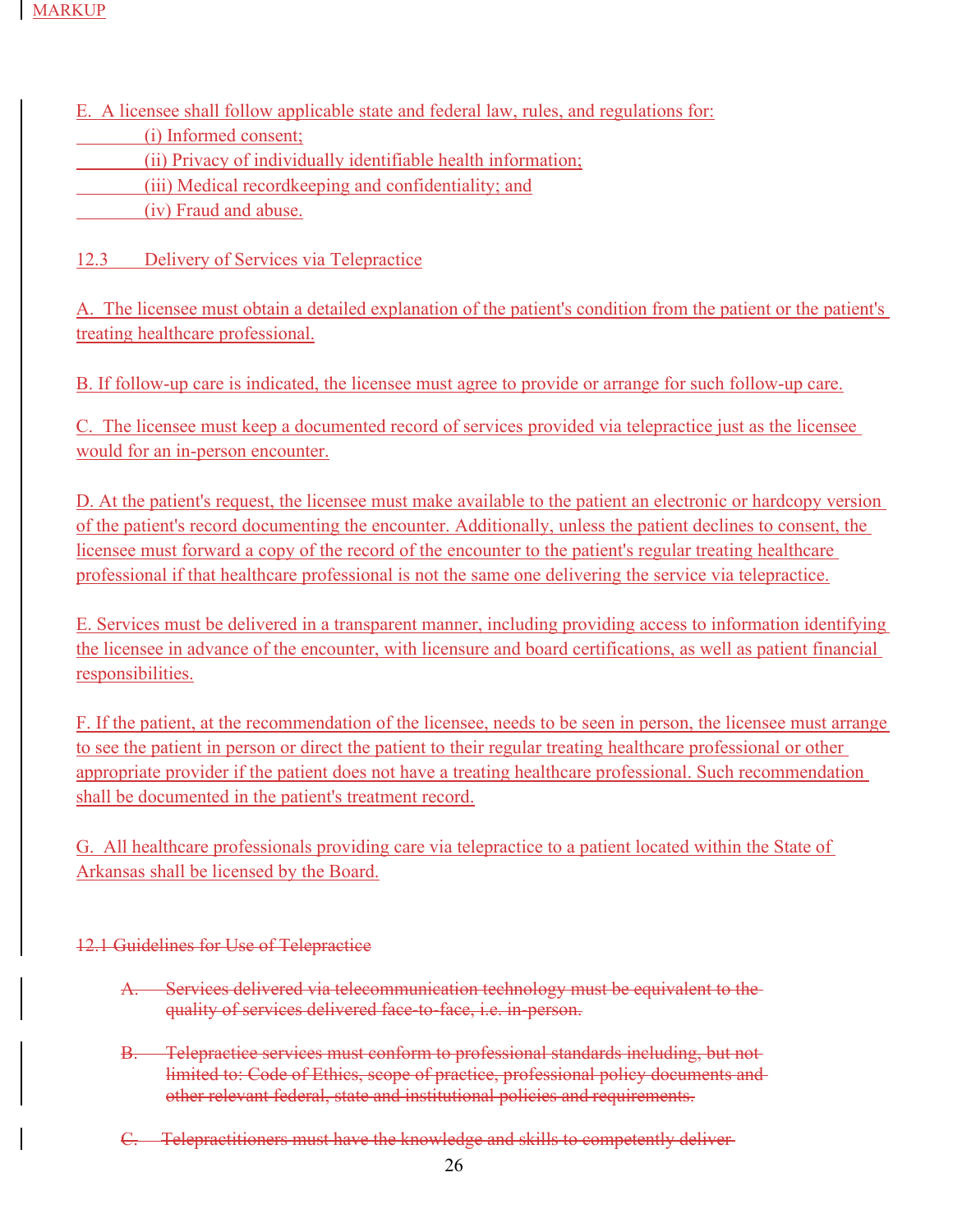E. A licensee shall follow applicable state and federal law, rules, and regulations for:

(i) Informed consent;

(ii) Privacy of individually identifiable health information;

(iii) Medical recordkeeping and confidentiality; and

(iv) Fraud and abuse.

12.3 Delivery of Services via Telepractice

A. The licensee must obtain a detailed explanation of the patient's condition from the patient or the patient's treating healthcare professional.

B. If follow-up care is indicated, the licensee must agree to provide or arrange for such follow-up care.

C. The licensee must keep a documented record of services provided via telepractice just as the licensee would for an in-person encounter.

D. At the patient's request, the licensee must make available to the patient an electronic or hardcopy version of the patient's record documenting the encounter. Additionally, unless the patient declines to consent, the licensee must forward a copy of the record of the encounter to the patient's regular treating healthcare professional if that healthcare professional is not the same one delivering the service via telepractice.

E. Services must be delivered in a transparent manner, including providing access to information identifying the licensee in advance of the encounter, with licensure and board certifications, as well as patient financial responsibilities.

F. If the patient, at the recommendation of the licensee, needs to be seen in person, the licensee must arrange to see the patient in person or direct the patient to their regular treating healthcare professional or other appropriate provider if the patient does not have a treating healthcare professional. Such recommendation shall be documented in the patient's treatment record.

G. All healthcare professionals providing care via telepractice to a patient located within the State of Arkansas shall be licensed by the Board.

~~12.1 Guidelines for Use of Telepractice~~

~~A. Services delivered via telecommunication technology must be equivalent to the quality of services delivered face-to-face, i.e. in-person.~~

~~B. Telepractice services must conform to professional standards including, but not limited to: Code of Ethics, scope of practice, professional policy documents and other relevant federal, state and institutional policies and requirements.~~

~~C. Telepractitioners must have the knowledge and skills to competently deliver~~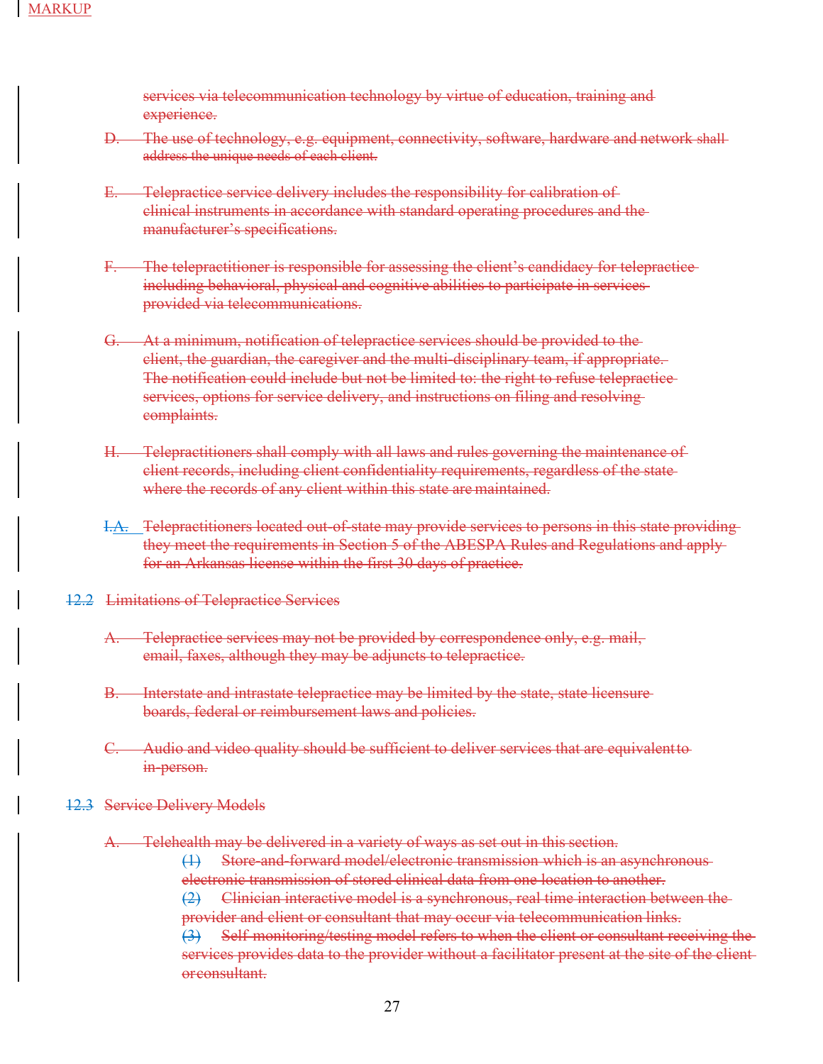services via telecommunication technology by virtue of education, training and experience.

D. The use of technology, e.g. equipment, connectivity, software, hardware and network shall address the unique needs of each client.

E. Telepractice service delivery includes the responsibility for calibration of clinical instruments in accordance with standard operating procedures and the manufacturer's specifications.

F. The telepractitioner is responsible for assessing the client's candidacy for telepractice including behavioral, physical and cognitive abilities to participate in services provided via telecommunications.

G. At a minimum, notification of telepractice services should be provided to the client, the guardian, the caregiver and the multi-disciplinary team, if appropriate. The notification could include but not be limited to: the right to refuse telepractice services, options for service delivery, and instructions on filing and resolving complaints.

H. Telepractitioners shall comply with all laws and rules governing the maintenance of client records, including client confidentiality requirements, regardless of the state where the records of any client within this state are maintained.

I.A. Telepractitioners located out-of-state may provide services to persons in this state providing they meet the requirements in Section 5 of the ABESPA Rules and Regulations and apply for an Arkansas license within the first 30 days of practice.

12.2 Limitations of Telepractice Services

A. Telepractice services may not be provided by correspondence only, e.g. mail, email, faxes, although they may be adjuncts to telepractice.

B. Interstate and intrastate telepractice may be limited by the state, state licensure boards, federal or reimbursement laws and policies.

C. Audio and video quality should be sufficient to deliver services that are equivalent to in-person.

12.3 Service Delivery Models

A. Telehealth may be delivered in a variety of ways as set out in this section.

(1) Store-and-forward model/electronic transmission which is an asynchronous electronic transmission of stored clinical data from one location to another.

(2) Clinician interactive model is a synchronous, real time interaction between the provider and client or consultant that may occur via telecommunication links.

(3) Self-monitoring/testing model refers to when the client or consultant receiving the services provides data to the provider without a facilitator present at the site of the client or consultant.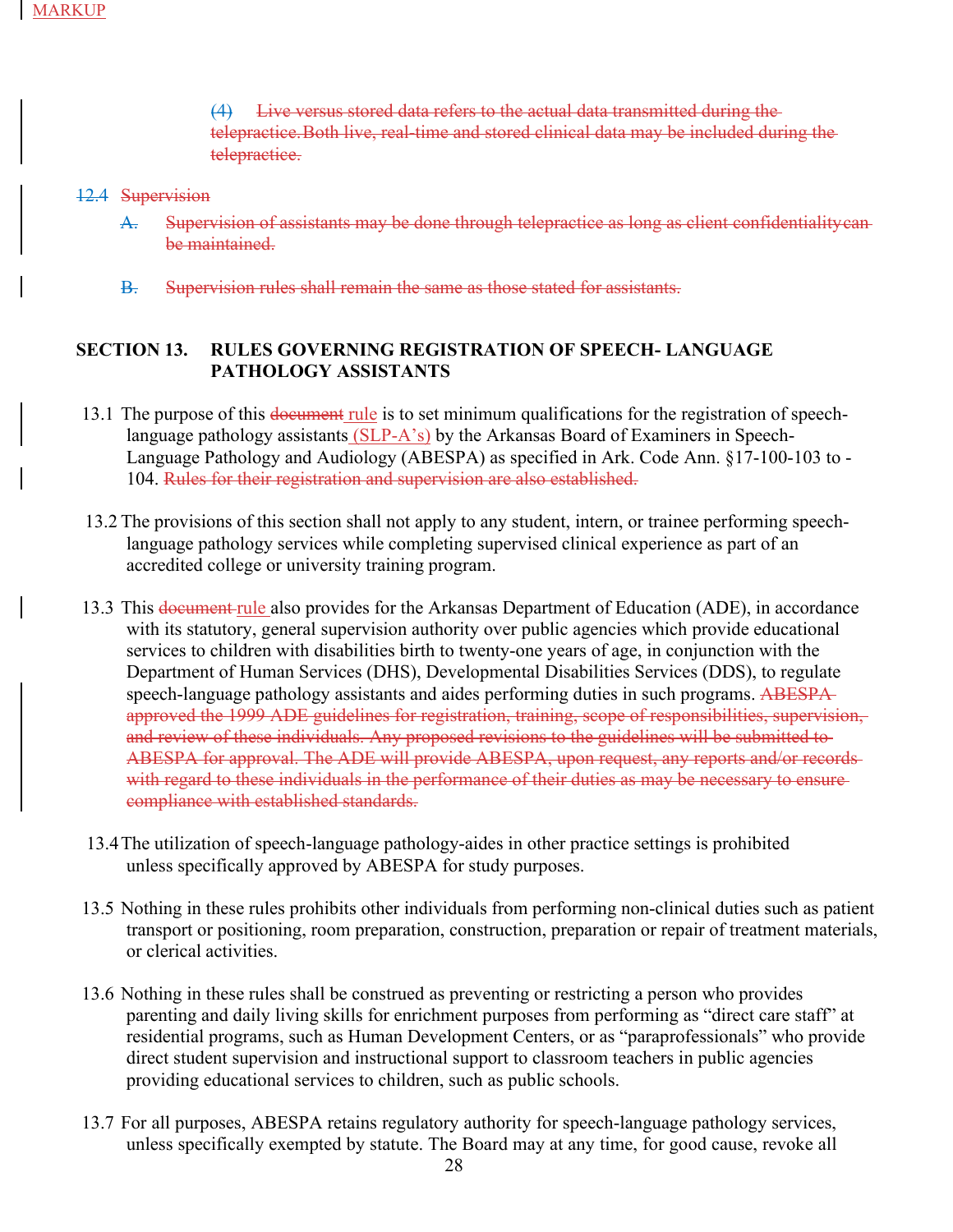MARKUP

(4) ~~Live versus stored data refers to the actual data transmitted during the telepractice. Both live, real-time and stored clinical data may be included during the telepractice.~~

12.4 ~~Supervision~~

A. ~~Supervision of assistants may be done through telepractice as long as client confidentiality can be maintained.~~

B. ~~Supervision rules shall remain the same as those stated for assistants.~~

## SECTION 13. RULES GOVERNING REGISTRATION OF SPEECH- LANGUAGE PATHOLOGY ASSISTANTS

13.1 The purpose of this ~~document~~ rule is to set minimum qualifications for the registration of speech-language pathology assistants (SLP-A's) by the Arkansas Board of Examiners in Speech-Language Pathology and Audiology (ABESPA) as specified in Ark. Code Ann. §17-100-103 to -104. ~~Rules for their registration and supervision are also established.~~

13.2 The provisions of this section shall not apply to any student, intern, or trainee performing speech-language pathology services while completing supervised clinical experience as part of an accredited college or university training program.

13.3 This ~~document~~ rule also provides for the Arkansas Department of Education (ADE), in accordance with its statutory, general supervision authority over public agencies which provide educational services to children with disabilities birth to twenty-one years of age, in conjunction with the Department of Human Services (DHS), Developmental Disabilities Services (DDS), to regulate speech-language pathology assistants and aides performing duties in such programs. ~~ABESPA approved the 1999 ADE guidelines for registration, training, scope of responsibilities, supervision, and review of these individuals. Any proposed revisions to the guidelines will be submitted to ABESPA for approval. The ADE will provide ABESPA, upon request, any reports and/or records with regard to these individuals in the performance of their duties as may be necessary to ensure compliance with established standards.~~

13.4 The utilization of speech-language pathology-aides in other practice settings is prohibited unless specifically approved by ABESPA for study purposes.

13.5 Nothing in these rules prohibits other individuals from performing non-clinical duties such as patient transport or positioning, room preparation, construction, preparation or repair of treatment materials, or clerical activities.

13.6 Nothing in these rules shall be construed as preventing or restricting a person who provides parenting and daily living skills for enrichment purposes from performing as "direct care staff" at residential programs, such as Human Development Centers, or as "paraprofessionals" who provide direct student supervision and instructional support to classroom teachers in public agencies providing educational services to children, such as public schools.

13.7 For all purposes, ABESPA retains regulatory authority for speech-language pathology services, unless specifically exempted by statute. The Board may at any time, for good cause, revoke all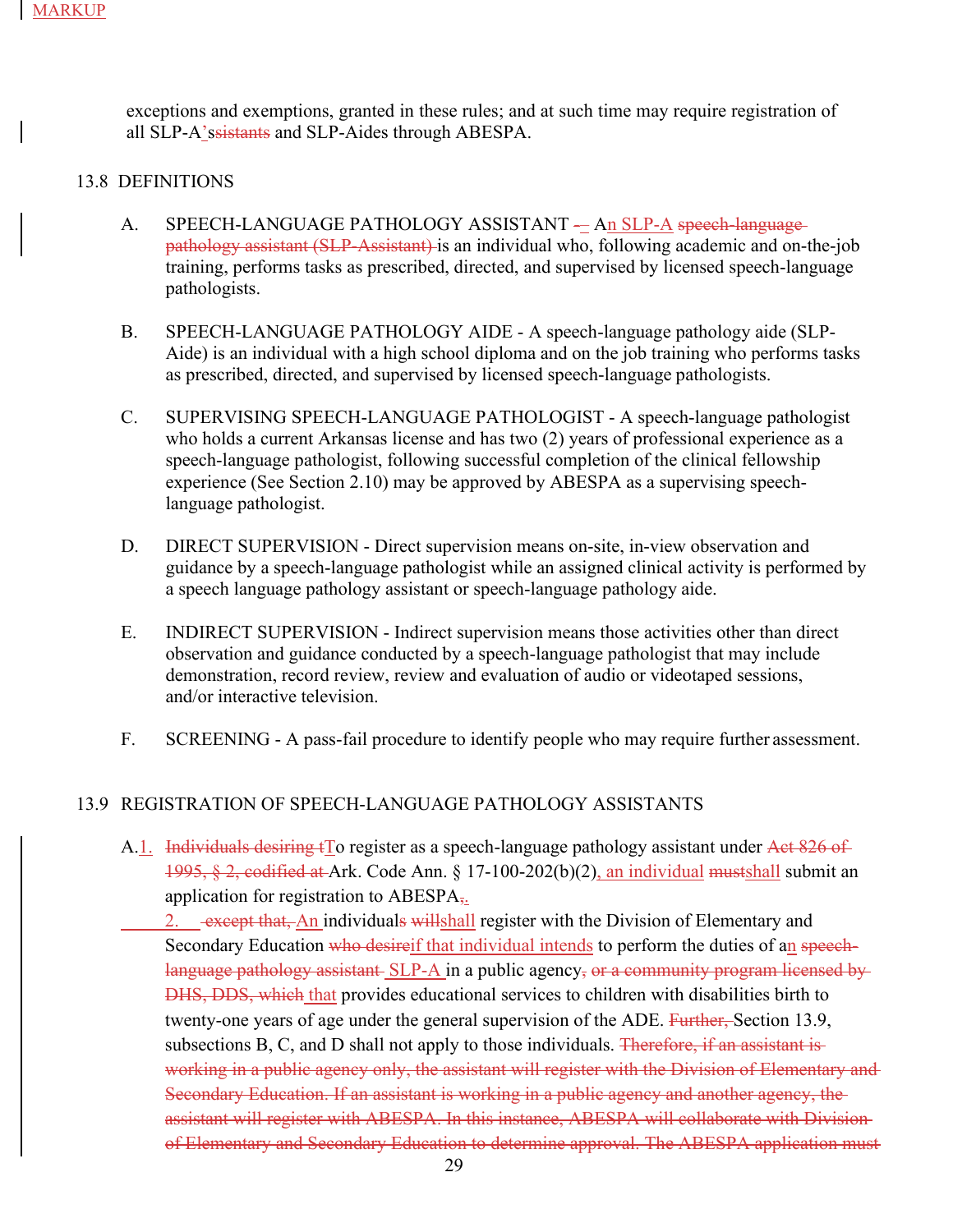exceptions and exemptions, granted in these rules; and at such time may require registration of all SLP-A'ss~~sistants~~ and SLP-Aides through ABESPA.

## 13.8 DEFINITIONS

A. SPEECH-LANGUAGE PATHOLOGY ASSISTANT ~~-~~ – An SLP-A ~~speech-language pathology assistant (SLP-Assistant)~~ is an individual who, following academic and on-the-job training, performs tasks as prescribed, directed, and supervised by licensed speech-language pathologists.

B. SPEECH-LANGUAGE PATHOLOGY AIDE - A speech-language pathology aide (SLP-Aide) is an individual with a high school diploma and on the job training who performs tasks as prescribed, directed, and supervised by licensed speech-language pathologists.

C. SUPERVISING SPEECH-LANGUAGE PATHOLOGIST - A speech-language pathologist who holds a current Arkansas license and has two (2) years of professional experience as a speech-language pathologist, following successful completion of the clinical fellowship experience (See Section 2.10) may be approved by ABESPA as a supervising speech-language pathologist.

D. DIRECT SUPERVISION - Direct supervision means on-site, in-view observation and guidance by a speech-language pathologist while an assigned clinical activity is performed by a speech language pathology assistant or speech-language pathology aide.

E. INDIRECT SUPERVISION - Indirect supervision means those activities other than direct observation and guidance conducted by a speech-language pathologist that may include demonstration, record review, review and evaluation of audio or videotaped sessions, and/or interactive television.

F. SCREENING - A pass-fail procedure to identify people who may require further assessment.

## 13.9 REGISTRATION OF SPEECH-LANGUAGE PATHOLOGY ASSISTANTS

A.1. ~~Individuals desiring t~~To register as a speech-language pathology assistant under ~~Act 826 of 1995, § 2, codified at~~ Ark. Code Ann. § 17-100-202(b)(2), an individual ~~must~~shall submit an application for registration to ABESPA~~,~~.

2. ~~except that,~~ An individual~~s~~ ~~will~~shall register with the Division of Elementary and Secondary Education ~~who desire~~if that individual intends to perform the duties of an ~~speech-language pathology assistant~~ SLP-A in a public agency~~, or a community program licensed by DHS, DDS, which~~ that provides educational services to children with disabilities birth to twenty-one years of age under the general supervision of the ADE. ~~Further,~~ Section 13.9, subsections B, C, and D shall not apply to those individuals. ~~Therefore, if an assistant is working in a public agency only, the assistant will register with the Division of Elementary and Secondary Education. If an assistant is working in a public agency and another agency, the assistant will register with ABESPA. In this instance, ABESPA will collaborate with Division of Elementary and Secondary Education to determine approval. The ABESPA application must~~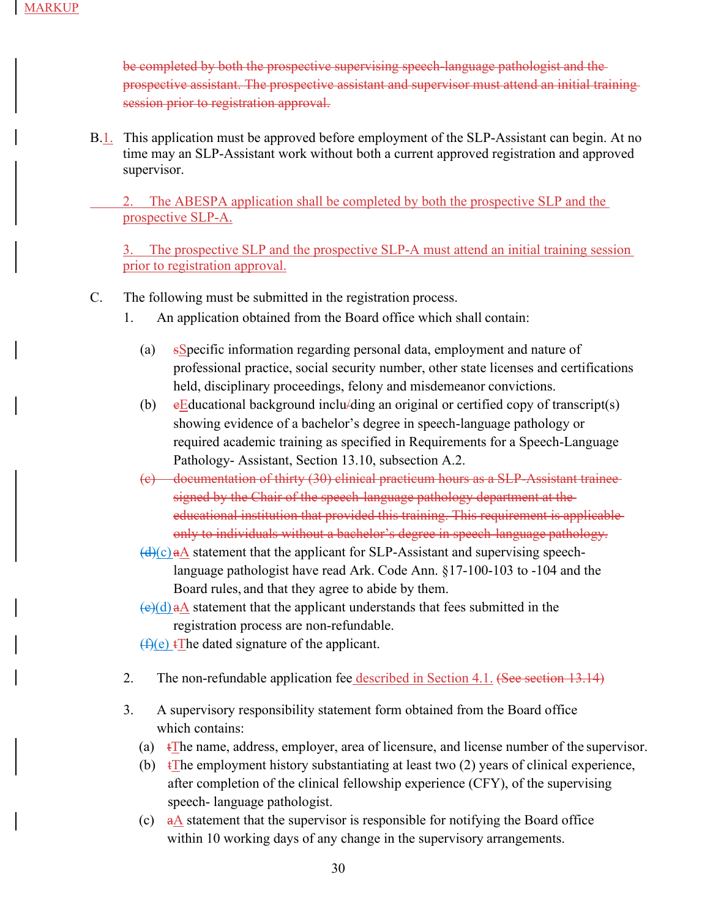MARKUP

~~be completed by both the prospective supervising speech-language pathologist and the prospective assistant. The prospective assistant and supervisor must attend an initial training session prior to registration approval.~~

B.1. This application must be approved before employment of the SLP-Assistant can begin. At no time may an SLP-Assistant work without both a current approved registration and approved supervisor.

2. The ABESPA application shall be completed by both the prospective SLP and the prospective SLP-A.

3. The prospective SLP and the prospective SLP-A must attend an initial training session prior to registration approval.

C. The following must be submitted in the registration process.

1. An application obtained from the Board office which shall contain:

   (a) ~~s~~Specific information regarding personal data, employment and nature of professional practice, social security number, other state licenses and certifications held, disciplinary proceedings, felony and misdemeanor convictions.

   (b) ~~e~~Educational background inclu~~/~~ding an original or certified copy of transcript(s) showing evidence of a bachelor's degree in speech-language pathology or required academic training as specified in Requirements for a Speech-Language Pathology- Assistant, Section 13.10, subsection A.2.

   ~~(c) documentation of thirty (30) clinical practicum hours as a SLP-Assistant trainee signed by the Chair of the speech-language pathology department at the educational institution that provided this training. This requirement is applicable only to individuals without a bachelor's degree in speech-language pathology.~~

   ~~(d)~~(c) ~~a~~A statement that the applicant for SLP-Assistant and supervising speech-language pathologist have read Ark. Code Ann. §17-100-103 to -104 and the Board rules, and that they agree to abide by them.

   ~~(e)~~(d) ~~a~~A statement that the applicant understands that fees submitted in the registration process are non-refundable.

   ~~(f)~~(e) ~~t~~The dated signature of the applicant.

2. The non-refundable application fee described in Section 4.1. ~~(See section 13.14)~~

3. A supervisory responsibility statement form obtained from the Board office which contains:

   (a) ~~t~~The name, address, employer, area of licensure, and license number of the supervisor.

   (b) ~~t~~The employment history substantiating at least two (2) years of clinical experience, after completion of the clinical fellowship experience (CFY), of the supervising speech- language pathologist.

   (c) ~~a~~A statement that the supervisor is responsible for notifying the Board office within 10 working days of any change in the supervisory arrangements.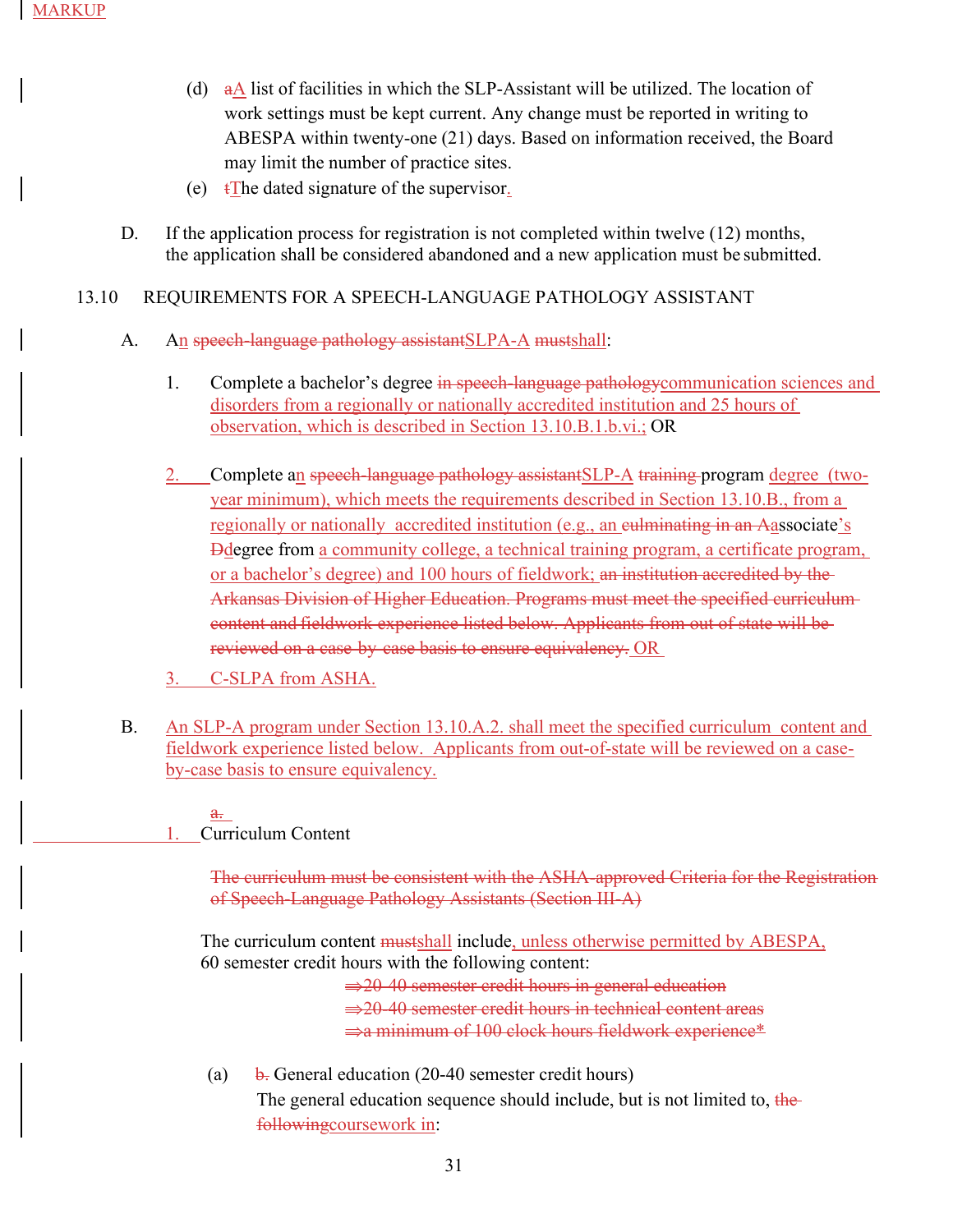MARKUP

(d) aA list of facilities in which the SLP-Assistant will be utilized. The location of work settings must be kept current. Any change must be reported in writing to ABESPA within twenty-one (21) days. Based on information received, the Board may limit the number of practice sites.

(e) tThe dated signature of the supervisor.

D. If the application process for registration is not completed within twelve (12) months, the application shall be considered abandoned and a new application must be submitted.

13.10 REQUIREMENTS FOR A SPEECH-LANGUAGE PATHOLOGY ASSISTANT

A. An speech-language pathology assistantSLPA-A mustshall:

1. Complete a bachelor's degree in speech-language pathologycommunication sciences and disorders from a regionally or nationally accredited institution and 25 hours of observation, which is described in Section 13.10.B.1.b.vi.; OR

2. Complete an speech-language pathology assistantSLP-A training program degree (two-year minimum), which meets the requirements described in Section 13.10.B., from a regionally or nationally accredited institution (e.g., an culminating in an Aassociate's Ddegree from a community college, a technical training program, a certificate program, or a bachelor's degree) and 100 hours of fieldwork; an institution accredited by the Arkansas Division of Higher Education. Programs must meet the specified curriculum content and fieldwork experience listed below. Applicants from out of state will be reviewed on a case-by-case basis to ensure equivalency. OR

3. C-SLPA from ASHA.

B. An SLP-A program under Section 13.10.A.2. shall meet the specified curriculum content and fieldwork experience listed below. Applicants from out-of-state will be reviewed on a case-by-case basis to ensure equivalency.

a. 1. Curriculum Content

The curriculum must be consistent with the ASHA-approved Criteria for the Registration of Speech-Language Pathology Assistants (Section III-A)

The curriculum content mustshall include, unless otherwise permitted by ABESPA, 60 semester credit hours with the following content:

⇒20-40 semester credit hours in general education
⇒20-40 semester credit hours in technical content areas
⇒a minimum of 100 clock hours fieldwork experience*

(a) b. General education (20-40 semester credit hours)
The general education sequence should include, but is not limited to, the followingcoursework in: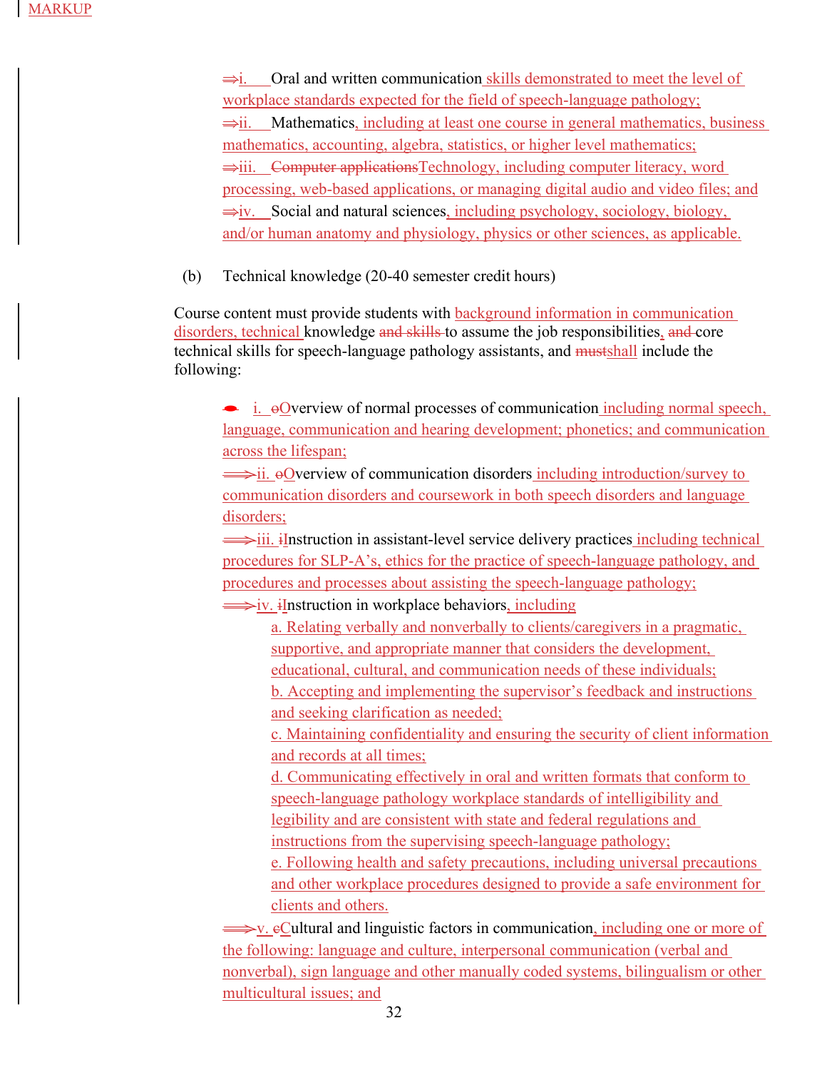MARKUP

i. Oral and written communication skills demonstrated to meet the level of workplace standards expected for the field of speech-language pathology;

ii. Mathematics, including at least one course in general mathematics, business mathematics, accounting, algebra, statistics, or higher level mathematics;

iii. ~~Computer applications~~Technology, including computer literacy, word processing, web-based applications, or managing digital audio and video files; and

iv. Social and natural sciences, including psychology, sociology, biology, and/or human anatomy and physiology, physics or other sciences, as applicable.

(b) Technical knowledge (20-40 semester credit hours)

Course content must provide students with background information in communication disorders, technical knowledge ~~and skills~~ to assume the job responsibilities, ~~and~~ core technical skills for speech-language pathology assistants, and ~~must~~shall include the following:

i. ~~o~~Overview of normal processes of communication including normal speech, language, communication and hearing development; phonetics; and communication across the lifespan;

ii. ~~o~~Overview of communication disorders including introduction/survey to communication disorders and coursework in both speech disorders and language disorders;

iii. ~~i~~Instruction in assistant-level service delivery practices including technical procedures for SLP-A's, ethics for the practice of speech-language pathology, and procedures and processes about assisting the speech-language pathology;

iv. ~~i~~Instruction in workplace behaviors, including

a. Relating verbally and nonverbally to clients/caregivers in a pragmatic, supportive, and appropriate manner that considers the development, educational, cultural, and communication needs of these individuals;

b. Accepting and implementing the supervisor's feedback and instructions and seeking clarification as needed;

c. Maintaining confidentiality and ensuring the security of client information and records at all times;

d. Communicating effectively in oral and written formats that conform to speech-language pathology workplace standards of intelligibility and legibility and are consistent with state and federal regulations and instructions from the supervising speech-language pathology;

e. Following health and safety precautions, including universal precautions and other workplace procedures designed to provide a safe environment for clients and others.

v. ~~c~~Cultural and linguistic factors in communication, including one or more of the following: language and culture, interpersonal communication (verbal and nonverbal), sign language and other manually coded systems, bilingualism or other multicultural issues; and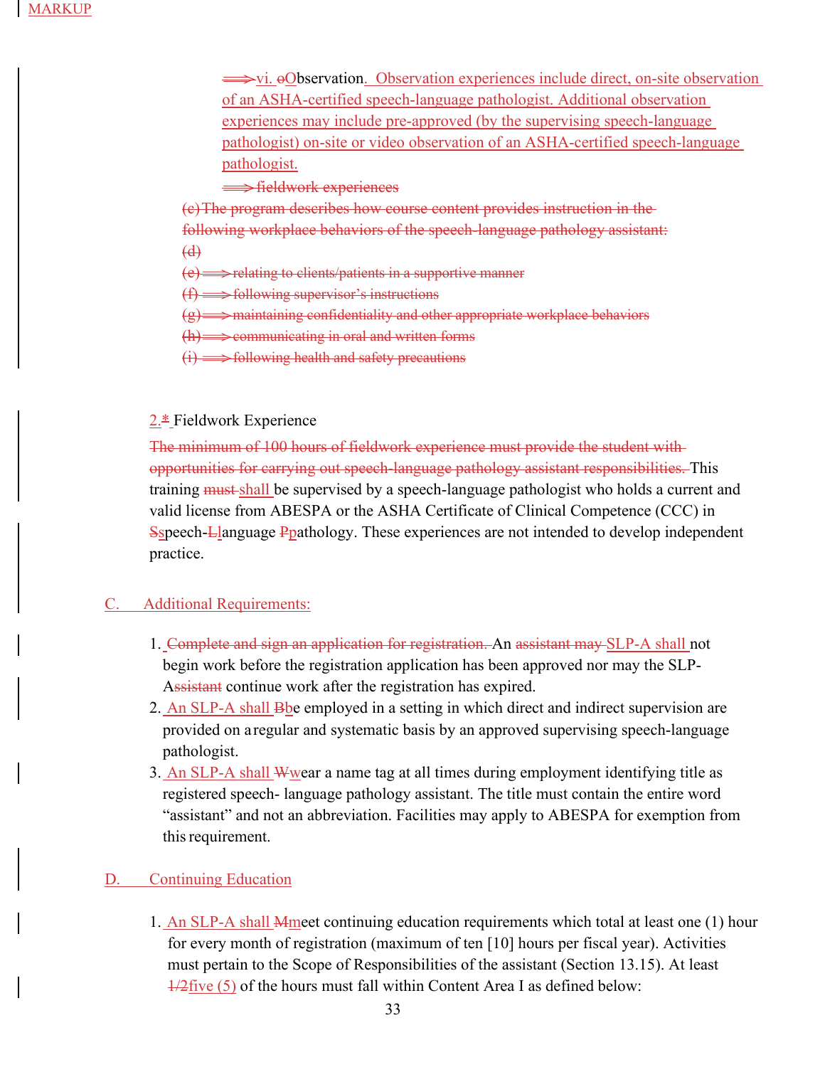MARKUP

~~⟹~~vi. ~~o~~Observation. Observation experiences include direct, on-site observation of an ASHA-certified speech-language pathologist. Additional observation experiences may include pre-approved (by the supervising speech-language pathologist) on-site or video observation of an ASHA-certified speech-language pathologist.

~~⟹ fieldwork experiences~~

~~(c) The program describes how course content provides instruction in the following workplace behaviors of the speech-language pathology assistant:~~

~~(d)~~

~~(e) ⟹ relating to clients/patients in a supportive manner~~

~~(f) ⟹ following supervisor's instructions~~

~~(g) ⟹ maintaining confidentiality and other appropriate workplace behaviors~~

~~(h) ⟹ communicating in oral and written forms~~

~~(i) ⟹ following health and safety precautions~~

2.~~*~~ Fieldwork Experience

~~The minimum of 100 hours of fieldwork experience must provide the student with opportunities for carrying out speech-language pathology assistant responsibilities.~~ This training ~~must~~ shall be supervised by a speech-language pathologist who holds a current and valid license from ABESPA or the ASHA Certificate of Clinical Competence (CCC) in ~~S~~speech-~~L~~language ~~P~~pathology. These experiences are not intended to develop independent practice.

C. Additional Requirements:

1. ~~Complete and sign an application for registration.~~ An ~~assistant may~~ SLP-A shall not begin work before the registration application has been approved nor may the SLP-A~~ssistant~~ continue work after the registration has expired.
2. An SLP-A shall ~~B~~be employed in a setting in which direct and indirect supervision are provided on a regular and systematic basis by an approved supervising speech-language pathologist.
3. An SLP-A shall ~~W~~wear a name tag at all times during employment identifying title as registered speech- language pathology assistant. The title must contain the entire word "assistant" and not an abbreviation. Facilities may apply to ABESPA for exemption from this requirement.

D. Continuing Education

1. An SLP-A shall ~~M~~meet continuing education requirements which total at least one (1) hour for every month of registration (maximum of ten [10] hours per fiscal year). Activities must pertain to the Scope of Responsibilities of the assistant (Section 13.15). At least ~~1/2~~five (5) of the hours must fall within Content Area I as defined below: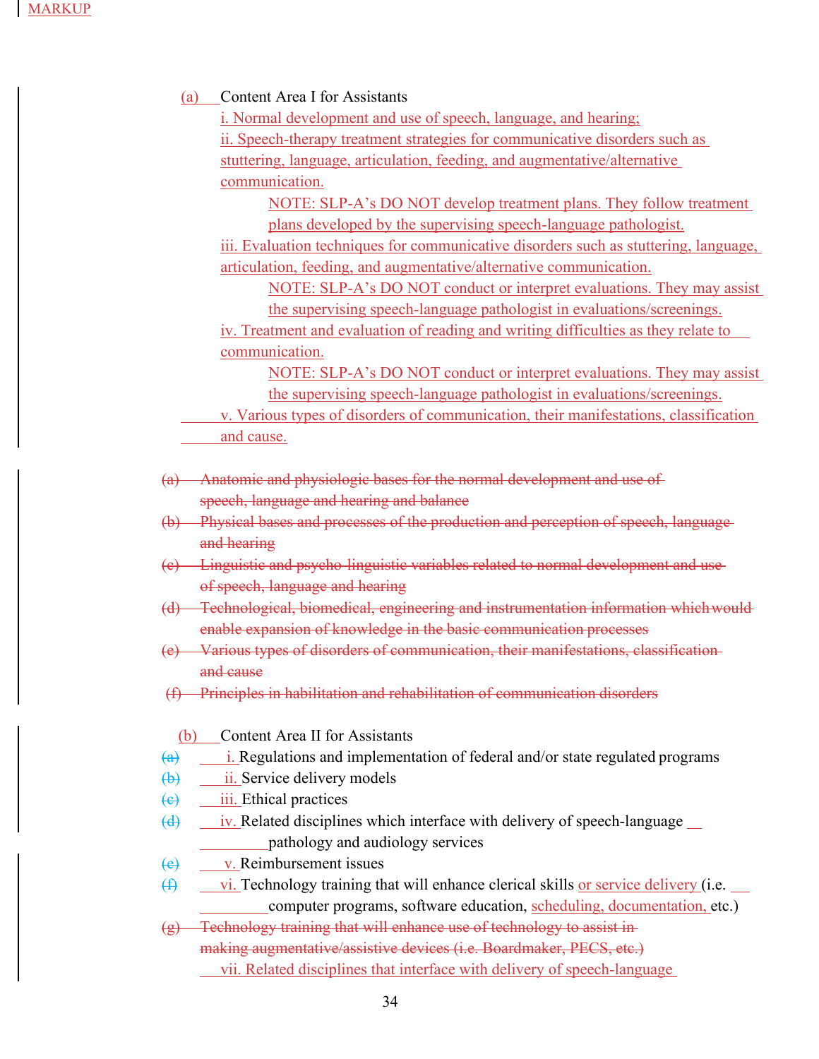MARKUP

(a) Content Area I for Assistants

i. Normal development and use of speech, language, and hearing;

ii. Speech-therapy treatment strategies for communicative disorders such as stuttering, language, articulation, feeding, and augmentative/alternative communication.

NOTE: SLP-A's DO NOT develop treatment plans. They follow treatment plans developed by the supervising speech-language pathologist.

iii. Evaluation techniques for communicative disorders such as stuttering, language, articulation, feeding, and augmentative/alternative communication.

NOTE: SLP-A's DO NOT conduct or interpret evaluations. They may assist the supervising speech-language pathologist in evaluations/screenings.

iv. Treatment and evaluation of reading and writing difficulties as they relate to communication.

NOTE: SLP-A's DO NOT conduct or interpret evaluations. They may assist the supervising speech-language pathologist in evaluations/screenings.

v. Various types of disorders of communication, their manifestations, classification and cause.

~~(a) Anatomic and physiologic bases for the normal development and use of speech, language and hearing and balance~~

~~(b) Physical bases and processes of the production and perception of speech, language and hearing~~

~~(c) Linguistic and psycho-linguistic variables related to normal development and use of speech, language and hearing~~

~~(d) Technological, biomedical, engineering and instrumentation information which would enable expansion of knowledge in the basic communication processes~~

~~(e) Various types of disorders of communication, their manifestations, classification and cause~~

~~(f) Principles in habilitation and rehabilitation of communication disorders~~

(b) Content Area II for Assistants

~~(a)~~ i. Regulations and implementation of federal and/or state regulated programs

~~(b)~~ ii. Service delivery models

~~(c)~~ iii. Ethical practices

~~(d)~~ iv. Related disciplines which interface with delivery of speech-language pathology and audiology services

~~(e)~~ v. Reimbursement issues

~~(f)~~ vi. Technology training that will enhance clerical skills or service delivery (i.e. computer programs, software education, scheduling, documentation, etc.)

~~(g) Technology training that will enhance use of technology to assist in making augmentative/assistive devices (i.e. Boardmaker, PECS, etc.)~~

vii. Related disciplines that interface with delivery of speech-language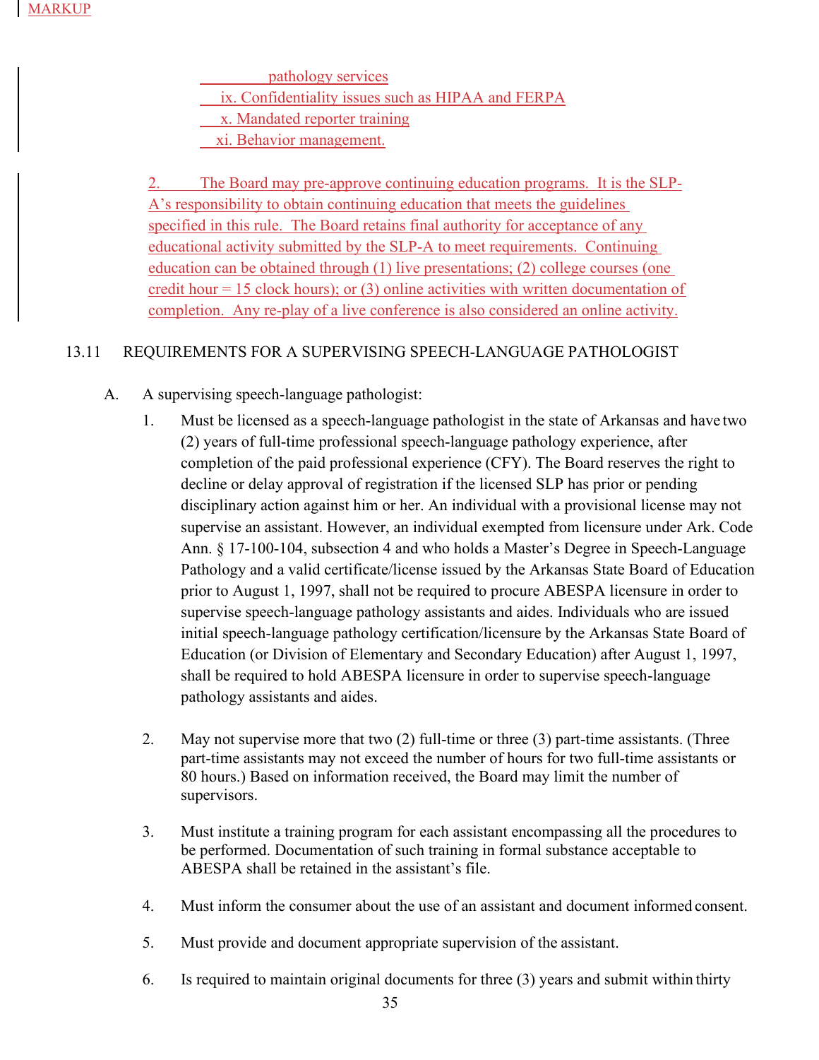MARKUP

pathology services

ix. Confidentiality issues such as HIPAA and FERPA

x. Mandated reporter training

xi. Behavior management.

2. The Board may pre-approve continuing education programs. It is the SLP-A's responsibility to obtain continuing education that meets the guidelines specified in this rule. The Board retains final authority for acceptance of any educational activity submitted by the SLP-A to meet requirements. Continuing education can be obtained through (1) live presentations; (2) college courses (one credit hour = 15 clock hours); or (3) online activities with written documentation of completion. Any re-play of a live conference is also considered an online activity.

## 13.11 REQUIREMENTS FOR A SUPERVISING SPEECH-LANGUAGE PATHOLOGIST

A. A supervising speech-language pathologist:

1. Must be licensed as a speech-language pathologist in the state of Arkansas and have two (2) years of full-time professional speech-language pathology experience, after completion of the paid professional experience (CFY). The Board reserves the right to decline or delay approval of registration if the licensed SLP has prior or pending disciplinary action against him or her. An individual with a provisional license may not supervise an assistant. However, an individual exempted from licensure under Ark. Code Ann. § 17-100-104, subsection 4 and who holds a Master's Degree in Speech-Language Pathology and a valid certificate/license issued by the Arkansas State Board of Education prior to August 1, 1997, shall not be required to procure ABESPA licensure in order to supervise speech-language pathology assistants and aides. Individuals who are issued initial speech-language pathology certification/licensure by the Arkansas State Board of Education (or Division of Elementary and Secondary Education) after August 1, 1997, shall be required to hold ABESPA licensure in order to supervise speech-language pathology assistants and aides.

2. May not supervise more that two (2) full-time or three (3) part-time assistants. (Three part-time assistants may not exceed the number of hours for two full-time assistants or 80 hours.) Based on information received, the Board may limit the number of supervisors.

3. Must institute a training program for each assistant encompassing all the procedures to be performed. Documentation of such training in formal substance acceptable to ABESPA shall be retained in the assistant's file.

4. Must inform the consumer about the use of an assistant and document informed consent.

5. Must provide and document appropriate supervision of the assistant.

6. Is required to maintain original documents for three (3) years and submit within thirty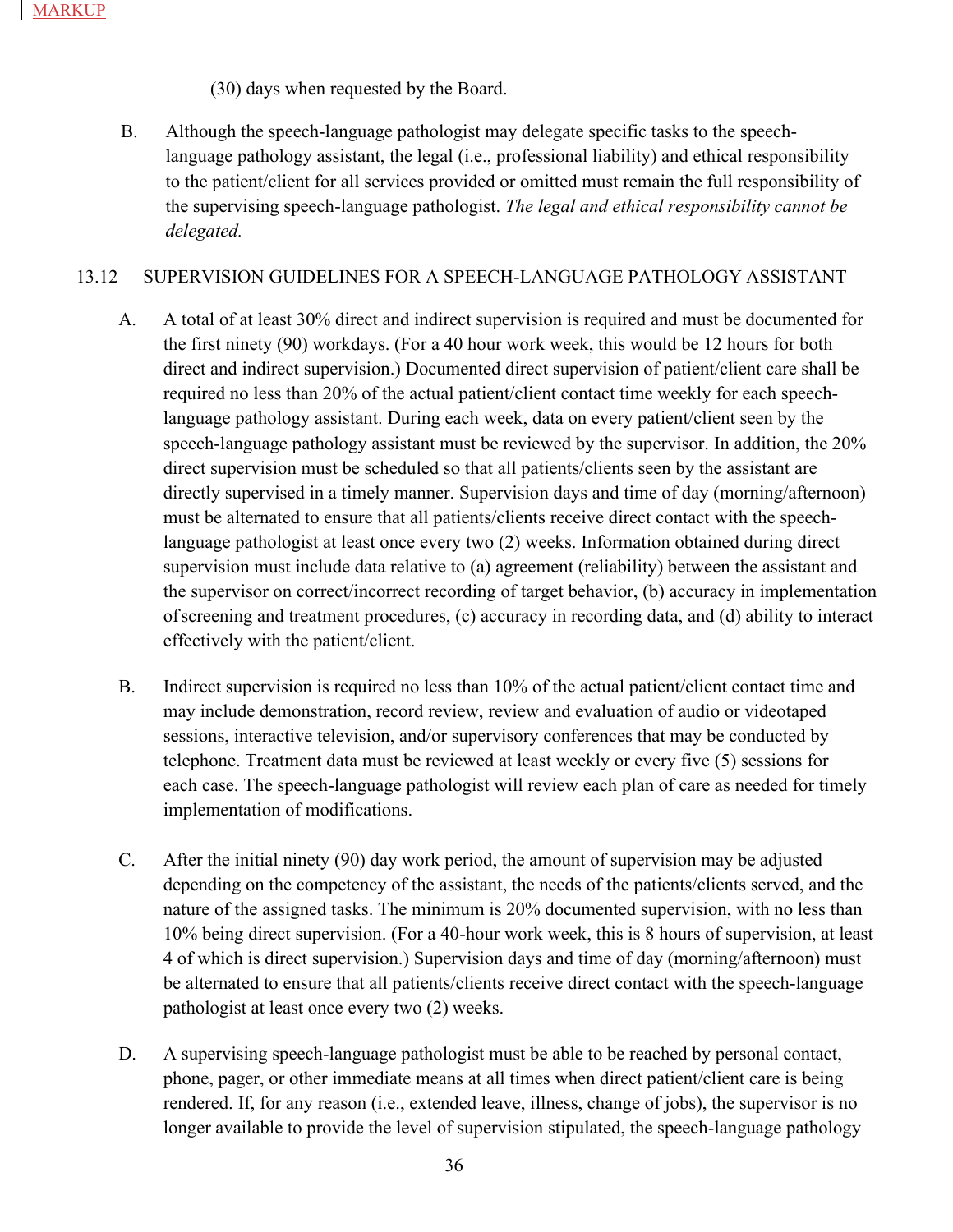(30) days when requested by the Board.

B. Although the speech-language pathologist may delegate specific tasks to the speech-language pathology assistant, the legal (i.e., professional liability) and ethical responsibility to the patient/client for all services provided or omitted must remain the full responsibility of the supervising speech-language pathologist. *The legal and ethical responsibility cannot be delegated.*

## 13.12 SUPERVISION GUIDELINES FOR A SPEECH-LANGUAGE PATHOLOGY ASSISTANT

A. A total of at least 30% direct and indirect supervision is required and must be documented for the first ninety (90) workdays. (For a 40 hour work week, this would be 12 hours for both direct and indirect supervision.) Documented direct supervision of patient/client care shall be required no less than 20% of the actual patient/client contact time weekly for each speech-language pathology assistant. During each week, data on every patient/client seen by the speech-language pathology assistant must be reviewed by the supervisor. In addition, the 20% direct supervision must be scheduled so that all patients/clients seen by the assistant are directly supervised in a timely manner. Supervision days and time of day (morning/afternoon) must be alternated to ensure that all patients/clients receive direct contact with the speech-language pathologist at least once every two (2) weeks. Information obtained during direct supervision must include data relative to (a) agreement (reliability) between the assistant and the supervisor on correct/incorrect recording of target behavior, (b) accuracy in implementation of screening and treatment procedures, (c) accuracy in recording data, and (d) ability to interact effectively with the patient/client.

B. Indirect supervision is required no less than 10% of the actual patient/client contact time and may include demonstration, record review, review and evaluation of audio or videotaped sessions, interactive television, and/or supervisory conferences that may be conducted by telephone. Treatment data must be reviewed at least weekly or every five (5) sessions for each case. The speech-language pathologist will review each plan of care as needed for timely implementation of modifications.

C. After the initial ninety (90) day work period, the amount of supervision may be adjusted depending on the competency of the assistant, the needs of the patients/clients served, and the nature of the assigned tasks. The minimum is 20% documented supervision, with no less than 10% being direct supervision. (For a 40-hour work week, this is 8 hours of supervision, at least 4 of which is direct supervision.) Supervision days and time of day (morning/afternoon) must be alternated to ensure that all patients/clients receive direct contact with the speech-language pathologist at least once every two (2) weeks.

D. A supervising speech-language pathologist must be able to be reached by personal contact, phone, pager, or other immediate means at all times when direct patient/client care is being rendered. If, for any reason (i.e., extended leave, illness, change of jobs), the supervisor is no longer available to provide the level of supervision stipulated, the speech-language pathology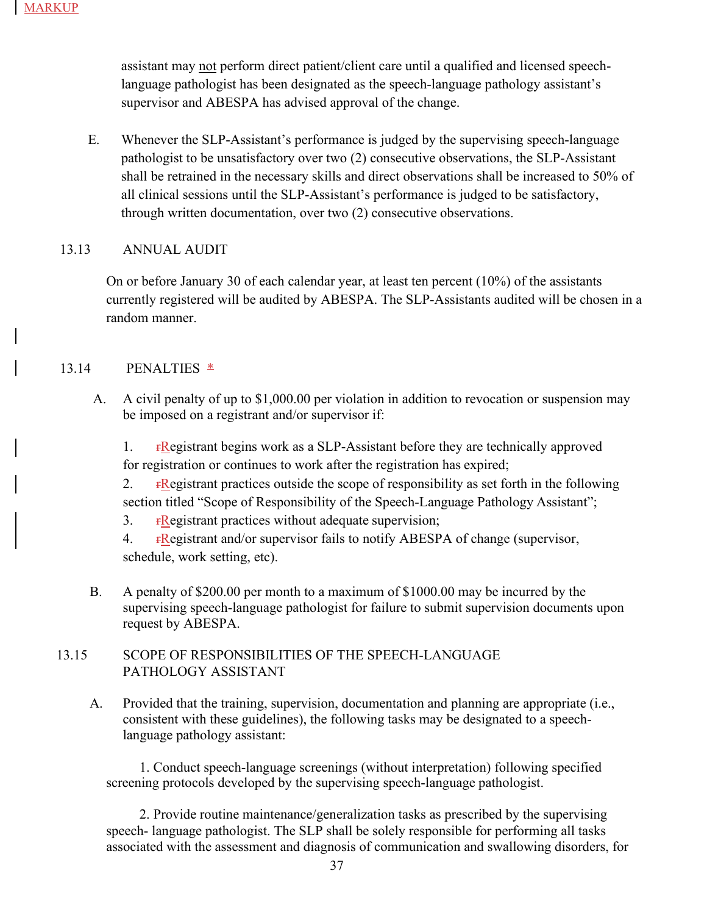MARKUP

assistant may not perform direct patient/client care until a qualified and licensed speech-language pathologist has been designated as the speech-language pathology assistant's supervisor and ABESPA has advised approval of the change.

E. Whenever the SLP-Assistant's performance is judged by the supervising speech-language pathologist to be unsatisfactory over two (2) consecutive observations, the SLP-Assistant shall be retrained in the necessary skills and direct observations shall be increased to 50% of all clinical sessions until the SLP-Assistant's performance is judged to be satisfactory, through written documentation, over two (2) consecutive observations.

## 13.13 ANNUAL AUDIT

On or before January 30 of each calendar year, at least ten percent (10%) of the assistants currently registered will be audited by ABESPA. The SLP-Assistants audited will be chosen in a random manner.

## 13.14 PENALTIES *

A. A civil penalty of up to $1,000.00 per violation in addition to revocation or suspension may be imposed on a registrant and/or supervisor if:

1. ~~r~~Registrant begins work as a SLP-Assistant before they are technically approved for registration or continues to work after the registration has expired;
2. ~~r~~Registrant practices outside the scope of responsibility as set forth in the following section titled "Scope of Responsibility of the Speech-Language Pathology Assistant";
3. ~~r~~Registrant practices without adequate supervision;
4. ~~r~~Registrant and/or supervisor fails to notify ABESPA of change (supervisor, schedule, work setting, etc).

B. A penalty of $200.00 per month to a maximum of $1000.00 may be incurred by the supervising speech-language pathologist for failure to submit supervision documents upon request by ABESPA.

## 13.15 SCOPE OF RESPONSIBILITIES OF THE SPEECH-LANGUAGE PATHOLOGY ASSISTANT

A. Provided that the training, supervision, documentation and planning are appropriate (i.e., consistent with these guidelines), the following tasks may be designated to a speech-language pathology assistant:

1. Conduct speech-language screenings (without interpretation) following specified screening protocols developed by the supervising speech-language pathologist.

2. Provide routine maintenance/generalization tasks as prescribed by the supervising speech- language pathologist. The SLP shall be solely responsible for performing all tasks associated with the assessment and diagnosis of communication and swallowing disorders, for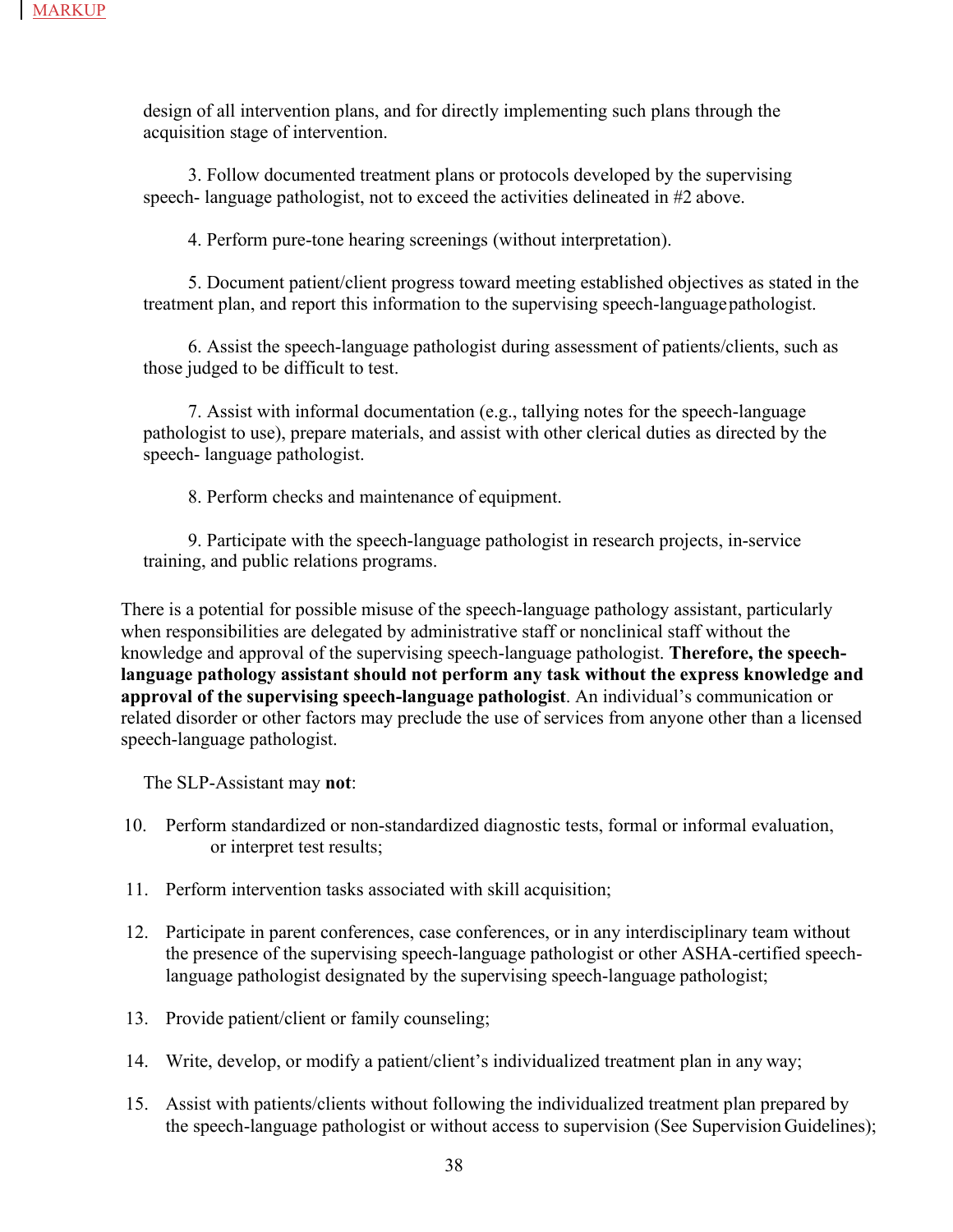design of all intervention plans, and for directly implementing such plans through the acquisition stage of intervention.

3. Follow documented treatment plans or protocols developed by the supervising speech- language pathologist, not to exceed the activities delineated in #2 above.

4. Perform pure-tone hearing screenings (without interpretation).

5. Document patient/client progress toward meeting established objectives as stated in the treatment plan, and report this information to the supervising speech-language pathologist.

6. Assist the speech-language pathologist during assessment of patients/clients, such as those judged to be difficult to test.

7. Assist with informal documentation (e.g., tallying notes for the speech-language pathologist to use), prepare materials, and assist with other clerical duties as directed by the speech- language pathologist.

8. Perform checks and maintenance of equipment.

9. Participate with the speech-language pathologist in research projects, in-service training, and public relations programs.

There is a potential for possible misuse of the speech-language pathology assistant, particularly when responsibilities are delegated by administrative staff or nonclinical staff without the knowledge and approval of the supervising speech-language pathologist. **Therefore, the speech-language pathology assistant should not perform any task without the express knowledge and approval of the supervising speech-language pathologist**. An individual's communication or related disorder or other factors may preclude the use of services from anyone other than a licensed speech-language pathologist.

The SLP-Assistant may **not**:

10. Perform standardized or non-standardized diagnostic tests, formal or informal evaluation, or interpret test results;

11. Perform intervention tasks associated with skill acquisition;

12. Participate in parent conferences, case conferences, or in any interdisciplinary team without the presence of the supervising speech-language pathologist or other ASHA-certified speech-language pathologist designated by the supervising speech-language pathologist;

13. Provide patient/client or family counseling;

14. Write, develop, or modify a patient/client's individualized treatment plan in any way;

15. Assist with patients/clients without following the individualized treatment plan prepared by the speech-language pathologist or without access to supervision (See Supervision Guidelines);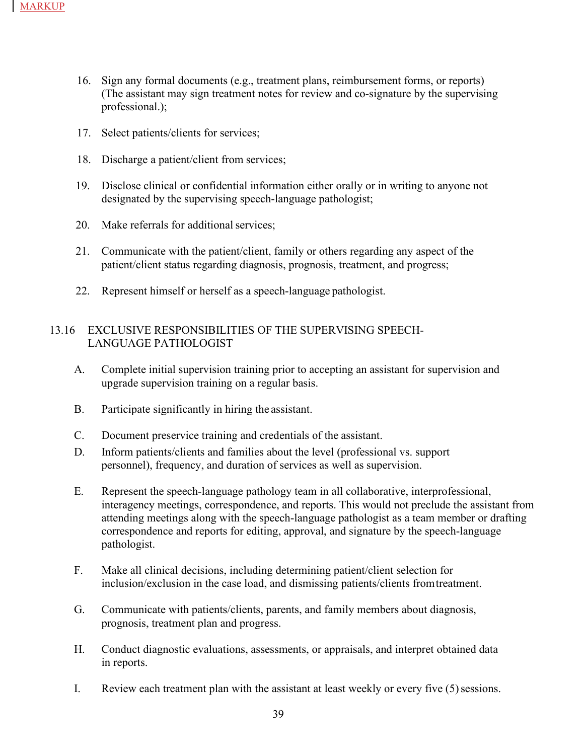MARKUP

16. Sign any formal documents (e.g., treatment plans, reimbursement forms, or reports) (The assistant may sign treatment notes for review and co-signature by the supervising professional.);

17. Select patients/clients for services;

18. Discharge a patient/client from services;

19. Disclose clinical or confidential information either orally or in writing to anyone not designated by the supervising speech-language pathologist;

20. Make referrals for additional services;

21. Communicate with the patient/client, family or others regarding any aspect of the patient/client status regarding diagnosis, prognosis, treatment, and progress;

22. Represent himself or herself as a speech-language pathologist.

## 13.16 EXCLUSIVE RESPONSIBILITIES OF THE SUPERVISING SPEECH-LANGUAGE PATHOLOGIST

A. Complete initial supervision training prior to accepting an assistant for supervision and upgrade supervision training on a regular basis.

B. Participate significantly in hiring the assistant.

C. Document preservice training and credentials of the assistant.

D. Inform patients/clients and families about the level (professional vs. support personnel), frequency, and duration of services as well as supervision.

E. Represent the speech-language pathology team in all collaborative, interprofessional, interagency meetings, correspondence, and reports. This would not preclude the assistant from attending meetings along with the speech-language pathologist as a team member or drafting correspondence and reports for editing, approval, and signature by the speech-language pathologist.

F. Make all clinical decisions, including determining patient/client selection for inclusion/exclusion in the case load, and dismissing patients/clients from treatment.

G. Communicate with patients/clients, parents, and family members about diagnosis, prognosis, treatment plan and progress.

H. Conduct diagnostic evaluations, assessments, or appraisals, and interpret obtained data in reports.

I. Review each treatment plan with the assistant at least weekly or every five (5) sessions.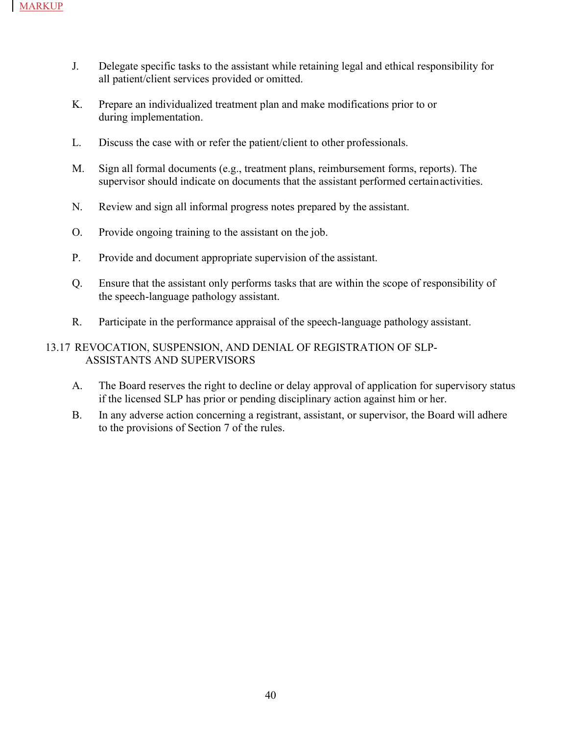MARKUP

J. Delegate specific tasks to the assistant while retaining legal and ethical responsibility for all patient/client services provided or omitted.

K. Prepare an individualized treatment plan and make modifications prior to or during implementation.

L. Discuss the case with or refer the patient/client to other professionals.

M. Sign all formal documents (e.g., treatment plans, reimbursement forms, reports). The supervisor should indicate on documents that the assistant performed certain activities.

N. Review and sign all informal progress notes prepared by the assistant.

O. Provide ongoing training to the assistant on the job.

P. Provide and document appropriate supervision of the assistant.

Q. Ensure that the assistant only performs tasks that are within the scope of responsibility of the speech-language pathology assistant.

R. Participate in the performance appraisal of the speech-language pathology assistant.

13.17 REVOCATION, SUSPENSION, AND DENIAL OF REGISTRATION OF SLP-ASSISTANTS AND SUPERVISORS

A. The Board reserves the right to decline or delay approval of application for supervisory status if the licensed SLP has prior or pending disciplinary action against him or her.

B. In any adverse action concerning a registrant, assistant, or supervisor, the Board will adhere to the provisions of Section 7 of the rules.